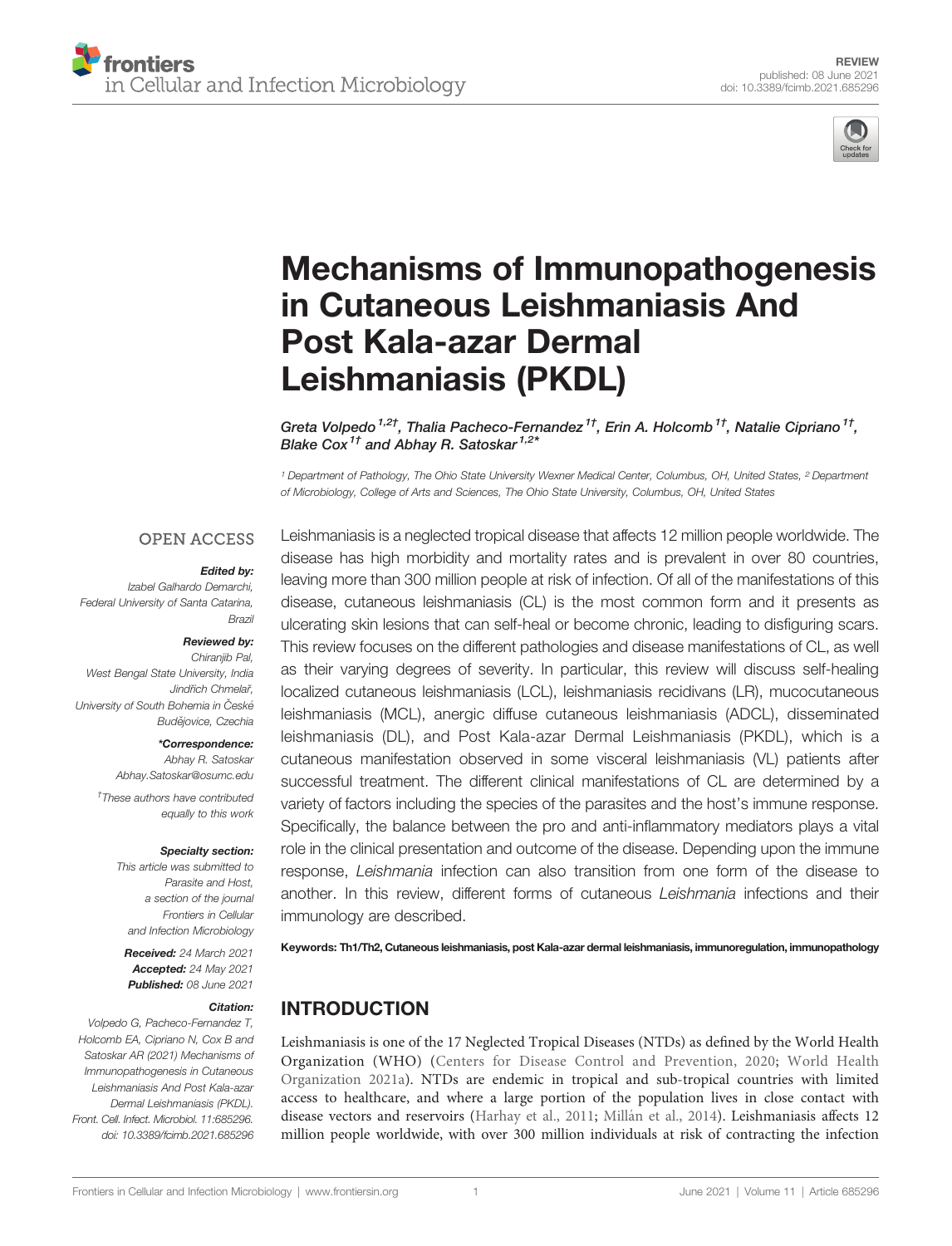REVIEW
published: 08 June 2021
doi: 10.3389/fcimb.2021.685296

# Mechanisms of Immunopathogenesis in Cutaneous Leishmaniasis And Post Kala-azar Dermal Leishmaniasis (PKDL)

Greta Volpedo[1,2†], Thalia Pacheco-Fernandez[1†], Erin A. Holcomb[1†], Natalie Cipriano[1†], Blake Cox[1†] and Abhay R. Satoskar[1,2*]

[1] Department of Pathology, The Ohio State University Wexner Medical Center, Columbus, OH, United States, [2] Department of Microbiology, College of Arts and Sciences, The Ohio State University, Columbus, OH, United States

OPEN ACCESS

**Edited by:**
Izabel Galhardo Demarchi,
Federal University of Santa Catarina,
Brazil

**Reviewed by:**
Chiranjib Pal,
West Bengal State University, India
Jindřich Chmelař,
University of South Bohemia in České Budějovice, Czechia

***Correspondence:**
Abhay R. Satoskar
Abhay.Satoskar@osumc.edu

†These authors have contributed equally to this work

**Specialty section:**
This article was submitted to Parasite and Host,
a section of the journal
Frontiers in Cellular
and Infection Microbiology

**Received:** 24 March 2021
**Accepted:** 24 May 2021
**Published:** 08 June 2021

**Citation:**
Volpedo G, Pacheco-Fernandez T, Holcomb EA, Cipriano N, Cox B and Satoskar AR (2021) Mechanisms of Immunopathogenesis in Cutaneous Leishmaniasis And Post Kala-azar Dermal Leishmaniasis (PKDL). Front. Cell. Infect. Microbiol. 11:685296. doi: 10.3389/fcimb.2021.685296

Leishmaniasis is a neglected tropical disease that affects 12 million people worldwide. The disease has high morbidity and mortality rates and is prevalent in over 80 countries, leaving more than 300 million people at risk of infection. Of all of the manifestations of this disease, cutaneous leishmaniasis (CL) is the most common form and it presents as ulcerating skin lesions that can self-heal or become chronic, leading to disfiguring scars. This review focuses on the different pathologies and disease manifestations of CL, as well as their varying degrees of severity. In particular, this review will discuss self-healing localized cutaneous leishmaniasis (LCL), leishmaniasis recidivans (LR), mucocutaneous leishmaniasis (MCL), anergic diffuse cutaneous leishmaniasis (ADCL), disseminated leishmaniasis (DL), and Post Kala-azar Dermal Leishmaniasis (PKDL), which is a cutaneous manifestation observed in some visceral leishmaniasis (VL) patients after successful treatment. The different clinical manifestations of CL are determined by a variety of factors including the species of the parasites and the host's immune response. Specifically, the balance between the pro and anti-inflammatory mediators plays a vital role in the clinical presentation and outcome of the disease. Depending upon the immune response, *Leishmania* infection can also transition from one form of the disease to another. In this review, different forms of cutaneous *Leishmania* infections and their immunology are described.

**Keywords:** Th1/Th2, Cutaneous leishmaniasis, post Kala-azar dermal leishmaniasis, immunoregulation, immunopathology

## INTRODUCTION

Leishmaniasis is one of the 17 Neglected Tropical Diseases (NTDs) as defined by the World Health Organization (WHO) (Centers for Disease Control and Prevention, 2020; World Health Organization 2021a). NTDs are endemic in tropical and sub-tropical countries with limited access to healthcare, and where a large portion of the population lives in close contact with disease vectors and reservoirs (Harhay et al., 2011; Millán et al., 2014). Leishmaniasis affects 12 million people worldwide, with over 300 million individuals at risk of contracting the infection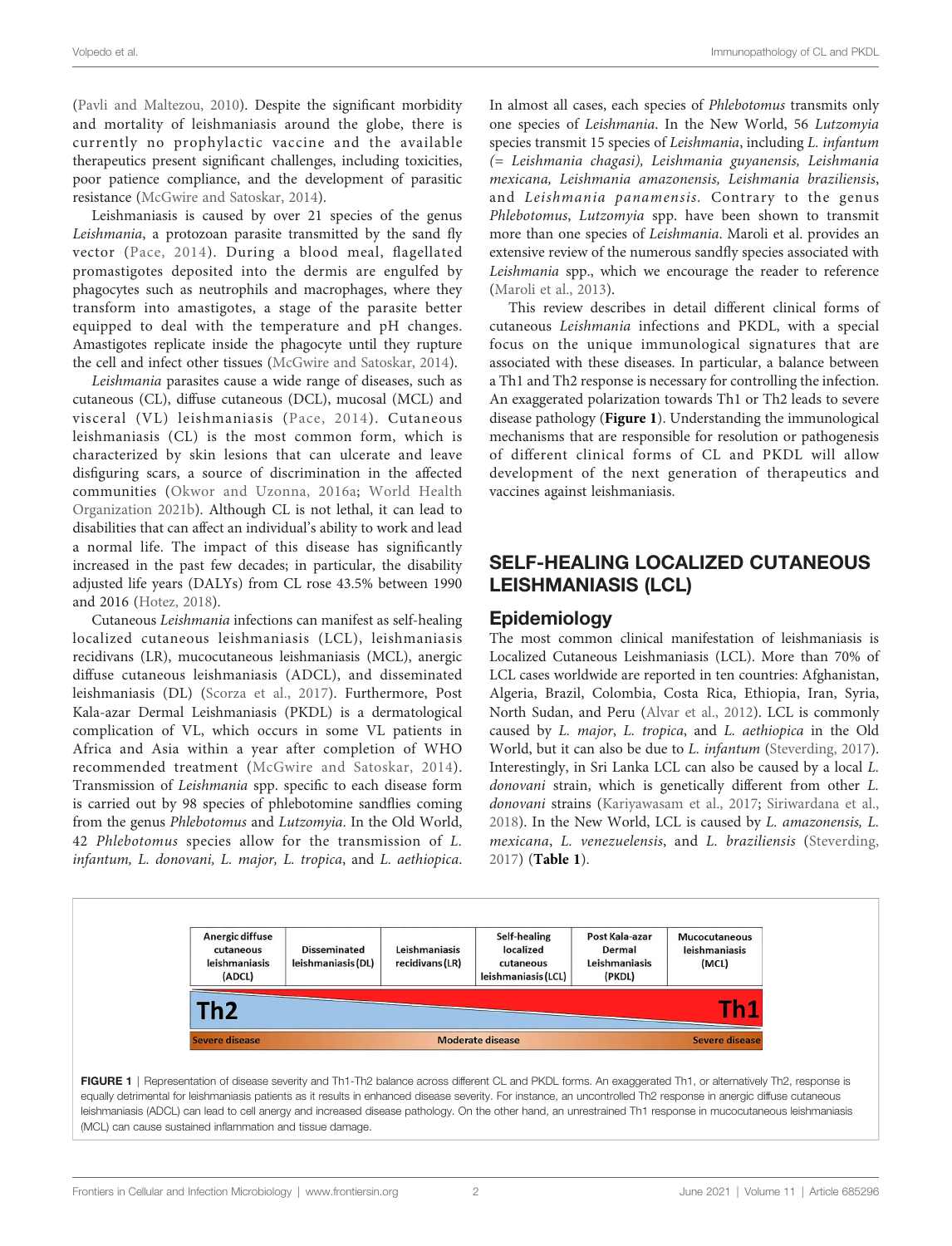(Pavli and Maltezou, 2010). Despite the significant morbidity and mortality of leishmaniasis around the globe, there is currently no prophylactic vaccine and the available therapeutics present significant challenges, including toxicities, poor patience compliance, and the development of parasitic resistance (McGwire and Satoskar, 2014).

Leishmaniasis is caused by over 21 species of the genus *Leishmania*, a protozoan parasite transmitted by the sand fly vector (Pace, 2014). During a blood meal, flagellated promastigotes deposited into the dermis are engulfed by phagocytes such as neutrophils and macrophages, where they transform into amastigotes, a stage of the parasite better equipped to deal with the temperature and pH changes. Amastigotes replicate inside the phagocyte until they rupture the cell and infect other tissues (McGwire and Satoskar, 2014).

*Leishmania* parasites cause a wide range of diseases, such as cutaneous (CL), diffuse cutaneous (DCL), mucosal (MCL) and visceral (VL) leishmaniasis (Pace, 2014). Cutaneous leishmaniasis (CL) is the most common form, which is characterized by skin lesions that can ulcerate and leave disfiguring scars, a source of discrimination in the affected communities (Okwor and Uzonna, 2016a; World Health Organization 2021b). Although CL is not lethal, it can lead to disabilities that can affect an individual's ability to work and lead a normal life. The impact of this disease has significantly increased in the past few decades; in particular, the disability adjusted life years (DALYs) from CL rose 43.5% between 1990 and 2016 (Hotez, 2018).

Cutaneous *Leishmania* infections can manifest as self-healing localized cutaneous leishmaniasis (LCL), leishmaniasis recidivans (LR), mucocutaneous leishmaniasis (MCL), anergic diffuse cutaneous leishmaniasis (ADCL), and disseminated leishmaniasis (DL) (Scorza et al., 2017). Furthermore, Post Kala-azar Dermal Leishmaniasis (PKDL) is a dermatological complication of VL, which occurs in some VL patients in Africa and Asia within a year after completion of WHO recommended treatment (McGwire and Satoskar, 2014). Transmission of *Leishmania* spp. specific to each disease form is carried out by 98 species of phlebotomine sandflies coming from the genus *Phlebotomus* and *Lutzomyia*. In the Old World, 42 *Phlebotomus* species allow for the transmission of *L. infantum, L. donovani, L. major, L. tropica*, and *L. aethiopica*. In almost all cases, each species of *Phlebotomus* transmits only one species of *Leishmania*. In the New World, 56 *Lutzomyia* species transmit 15 species of *Leishmania*, including *L. infantum (= Leishmania chagasi), Leishmania guyanensis, Leishmania mexicana, Leishmania amazonensis, Leishmania braziliensis*, and *Leishmania panamensis*. Contrary to the genus *Phlebotomus*, *Lutzomyia* spp. have been shown to transmit more than one species of *Leishmania*. Maroli et al. provides an extensive review of the numerous sandfly species associated with *Leishmania* spp., which we encourage the reader to reference (Maroli et al., 2013).

This review describes in detail different clinical forms of cutaneous *Leishmania* infections and PKDL, with a special focus on the unique immunological signatures that are associated with these diseases. In particular, a balance between a Th1 and Th2 response is necessary for controlling the infection. An exaggerated polarization towards Th1 or Th2 leads to severe disease pathology (**Figure 1**). Understanding the immunological mechanisms that are responsible for resolution or pathogenesis of different clinical forms of CL and PKDL will allow development of the next generation of therapeutics and vaccines against leishmaniasis.

## SELF-HEALING LOCALIZED CUTANEOUS LEISHMANIASIS (LCL)

### Epidemiology

The most common clinical manifestation of leishmaniasis is Localized Cutaneous Leishmaniasis (LCL). More than 70% of LCL cases worldwide are reported in ten countries: Afghanistan, Algeria, Brazil, Colombia, Costa Rica, Ethiopia, Iran, Syria, North Sudan, and Peru (Alvar et al., 2012). LCL is commonly caused by *L. major*, *L. tropica*, and *L. aethiopica* in the Old World, but it can also be due to *L. infantum* (Steverding, 2017). Interestingly, in Sri Lanka LCL can also be caused by a local *L. donovani* strain, which is genetically different from other *L. donovani* strains (Kariyawasam et al., 2017; Siriwardana et al., 2018). In the New World, LCL is caused by *L. amazonensis, L. mexicana, L. venezuelensis*, and *L. braziliensis* (Steverding, 2017) (**Table 1**).

| Anergic diffuse cutaneous leishmaniasis (ADCL) | Disseminated leishmaniasis (DL) | Leishmaniasis recidivans (LR) | Self-healing localized cutaneous leishmaniasis (LCL) | Post Kala-azar Dermal Leishmaniasis (PKDL) | Mucocutaneous leishmaniasis (MCL) |
|---|---|---|---|---|---|

Th2 — Th1

Severe disease — Moderate disease — Severe disease

**FIGURE 1** | Representation of disease severity and Th1-Th2 balance across different CL and PKDL forms. An exaggerated Th1, or alternatively Th2, response is equally detrimental for leishmaniasis patients as it results in enhanced disease severity. For instance, an uncontrolled Th2 response in anergic diffuse cutaneous leishmaniasis (ADCL) can lead to cell anergy and increased disease pathology. On the other hand, an unrestrained Th1 response in mucocutaneous leishmaniasis (MCL) can cause sustained inflammation and tissue damage.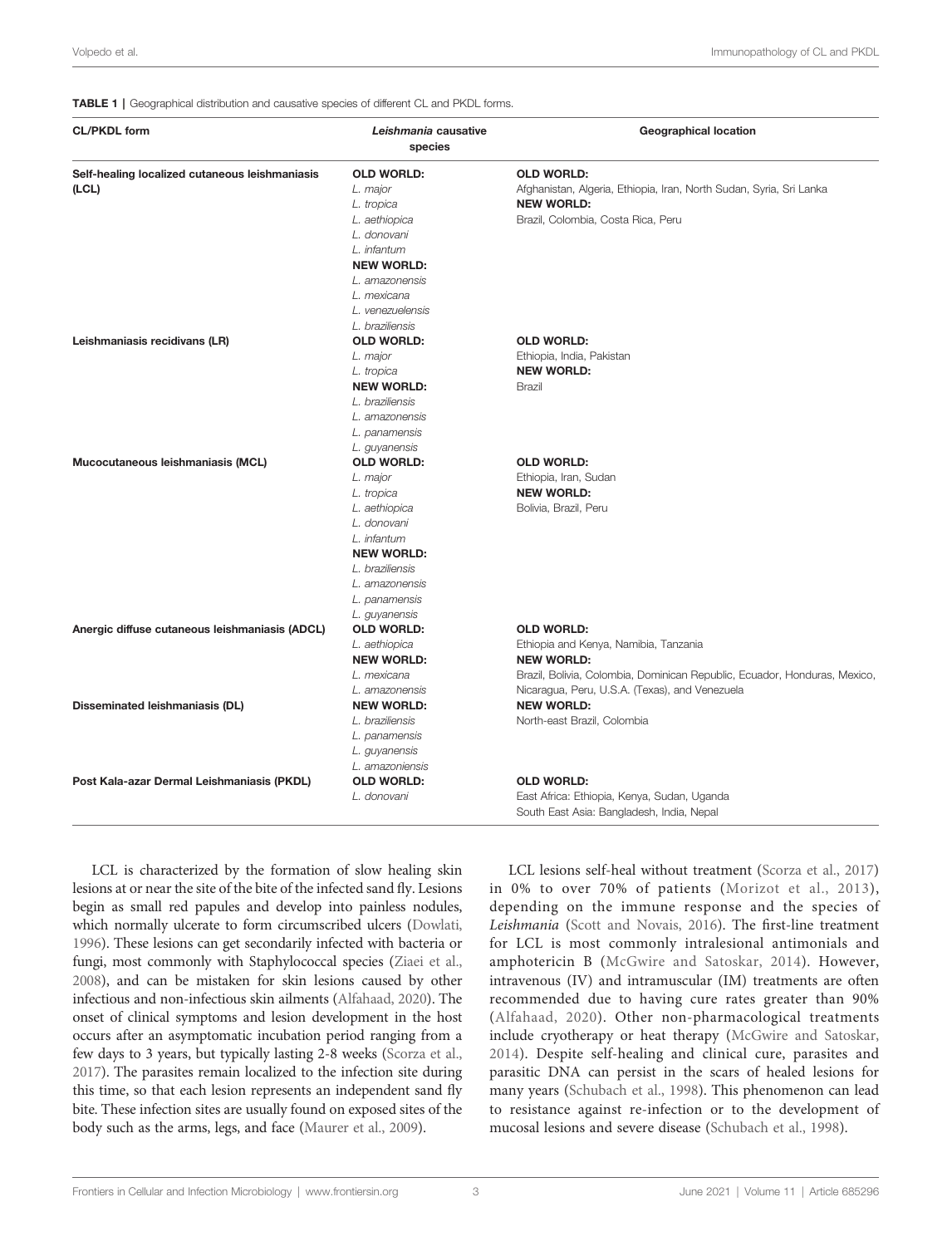**TABLE 1** | Geographical distribution and causative species of different CL and PKDL forms.

| CL/PKDL form | *Leishmania* causative species | Geographical location |
|---|---|---|
| **Self-healing localized cutaneous leishmaniasis (LCL)** | **OLD WORLD:**<br>*L. major*<br>*L. tropica*<br>*L. aethiopica*<br>*L. donovani*<br>*L. infantum*<br>**NEW WORLD:**<br>*L. amazonensis*<br>*L. mexicana*<br>*L. venezuelensis*<br>*L. braziliensis* | **OLD WORLD:**<br>Afghanistan, Algeria, Ethiopia, Iran, North Sudan, Syria, Sri Lanka<br>**NEW WORLD:**<br>Brazil, Colombia, Costa Rica, Peru |
| **Leishmaniasis recidivans (LR)** | **OLD WORLD:**<br>*L. major*<br>*L. tropica*<br>**NEW WORLD:**<br>*L. braziliensis*<br>*L. amazonensis*<br>*L. panamensis*<br>*L. guyanensis* | **OLD WORLD:**<br>Ethiopia, India, Pakistan<br>**NEW WORLD:**<br>Brazil |
| **Mucocutaneous leishmaniasis (MCL)** | **OLD WORLD:**<br>*L. major*<br>*L. tropica*<br>*L. aethiopica*<br>*L. donovani*<br>*L. infantum*<br>**NEW WORLD:**<br>*L. braziliensis*<br>*L. amazonensis*<br>*L. panamensis*<br>*L. guyanensis* | **OLD WORLD:**<br>Ethiopia, Iran, Sudan<br>**NEW WORLD:**<br>Bolivia, Brazil, Peru |
| **Anergic diffuse cutaneous leishmaniasis (ADCL)** | **OLD WORLD:**<br>*L. aethiopica*<br>**NEW WORLD:**<br>*L. mexicana*<br>*L. amazonensis* | **OLD WORLD:**<br>Ethiopia and Kenya, Namibia, Tanzania<br>**NEW WORLD:**<br>Brazil, Bolivia, Colombia, Dominican Republic, Ecuador, Honduras, Mexico, Nicaragua, Peru, U.S.A. (Texas), and Venezuela |
| **Disseminated leishmaniasis (DL)** | **NEW WORLD:**<br>*L. braziliensis*<br>*L. panamensis*<br>*L. guyanensis*<br>*L. amazoniensis* | **NEW WORLD:**<br>North-east Brazil, Colombia |
| **Post Kala-azar Dermal Leishmaniasis (PKDL)** | **OLD WORLD:**<br>*L. donovani* | **OLD WORLD:**<br>East Africa: Ethiopia, Kenya, Sudan, Uganda<br>South East Asia: Bangladesh, India, Nepal |

LCL is characterized by the formation of slow healing skin lesions at or near the site of the bite of the infected sand fly. Lesions begin as small red papules and develop into painless nodules, which normally ulcerate to form circumscribed ulcers (Dowlati, 1996). These lesions can get secondarily infected with bacteria or fungi, most commonly with Staphylococcal species (Ziaei et al., 2008), and can be mistaken for skin lesions caused by other infectious and non-infectious skin ailments (Alfahaad, 2020). The onset of clinical symptoms and lesion development in the host occurs after an asymptomatic incubation period ranging from a few days to 3 years, but typically lasting 2-8 weeks (Scorza et al., 2017). The parasites remain localized to the infection site during this time, so that each lesion represents an independent sand fly bite. These infection sites are usually found on exposed sites of the body such as the arms, legs, and face (Maurer et al., 2009).

LCL lesions self-heal without treatment (Scorza et al., 2017) in 0% to over 70% of patients (Morizot et al., 2013), depending on the immune response and the species of *Leishmania* (Scott and Novais, 2016). The first-line treatment for LCL is most commonly intralesional antimonials and amphotericin B (McGwire and Satoskar, 2014). However, intravenous (IV) and intramuscular (IM) treatments are often recommended due to having cure rates greater than 90% (Alfahaad, 2020). Other non-pharmacological treatments include cryotherapy or heat therapy (McGwire and Satoskar, 2014). Despite self-healing and clinical cure, parasites and parasitic DNA can persist in the scars of healed lesions for many years (Schubach et al., 1998). This phenomenon can lead to resistance against re-infection or to the development of mucosal lesions and severe disease (Schubach et al., 1998).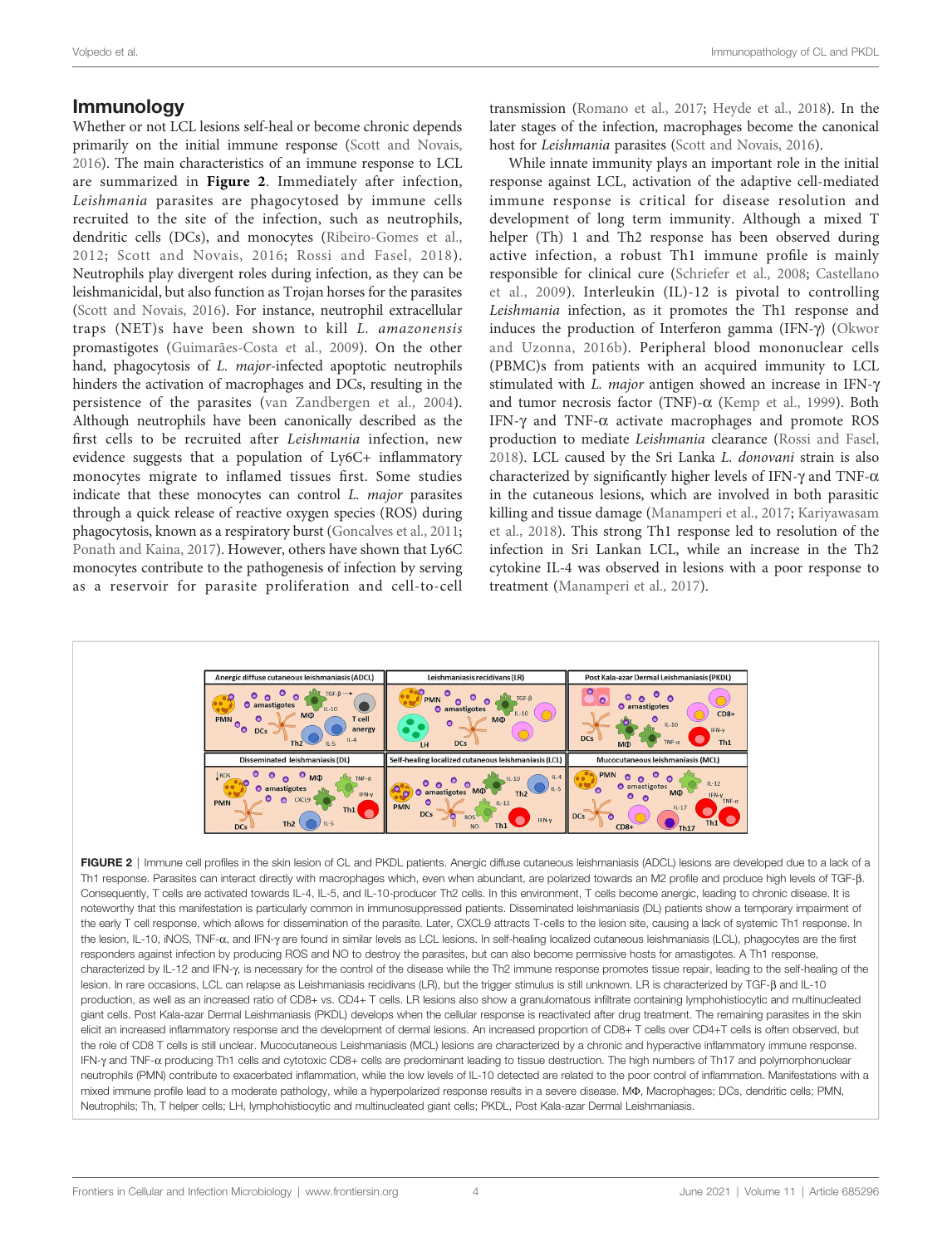## Immunology

Whether or not LCL lesions self-heal or become chronic depends primarily on the initial immune response (Scott and Novais, 2016). The main characteristics of an immune response to LCL are summarized in **Figure 2**. Immediately after infection, *Leishmania* parasites are phagocytosed by immune cells recruited to the site of the infection, such as neutrophils, dendritic cells (DCs), and monocytes (Ribeiro-Gomes et al., 2012; Scott and Novais, 2016; Rossi and Fasel, 2018). Neutrophils play divergent roles during infection, as they can be leishmanicidal, but also function as Trojan horses for the parasites (Scott and Novais, 2016). For instance, neutrophil extracellular traps (NET)s have been shown to kill *L. amazonensis* promastigotes (Guimarães-Costa et al., 2009). On the other hand, phagocytosis of *L. major*-infected apoptotic neutrophils hinders the activation of macrophages and DCs, resulting in the persistence of the parasites (van Zandbergen et al., 2004). Although neutrophils have been canonically described as the first cells to be recruited after *Leishmania* infection, new evidence suggests that a population of Ly6C+ inflammatory monocytes migrate to inflamed tissues first. Some studies indicate that these monocytes can control *L. major* parasites through a quick release of reactive oxygen species (ROS) during phagocytosis, known as a respiratory burst (Goncalves et al., 2011; Ponath and Kaina, 2017). However, others have shown that Ly6C monocytes contribute to the pathogenesis of infection by serving as a reservoir for parasite proliferation and cell-to-cell transmission (Romano et al., 2017; Heyde et al., 2018). In the later stages of the infection, macrophages become the canonical host for *Leishmania* parasites (Scott and Novais, 2016).

While innate immunity plays an important role in the initial response against LCL, activation of the adaptive cell-mediated immune response is critical for disease resolution and development of long term immunity. Although a mixed T helper (Th) 1 and Th2 response has been observed during active infection, a robust Th1 immune profile is mainly responsible for clinical cure (Schriefer et al., 2008; Castellano et al., 2009). Interleukin (IL)-12 is pivotal to controlling *Leishmania* infection, as it promotes the Th1 response and induces the production of Interferon gamma (IFN-γ) (Okwor and Uzonna, 2016b). Peripheral blood mononuclear cells (PBMC)s from patients with an acquired immunity to LCL stimulated with *L. major* antigen showed an increase in IFN-γ and tumor necrosis factor (TNF)-α (Kemp et al., 1999). Both IFN-γ and TNF-α activate macrophages and promote ROS production to mediate *Leishmania* clearance (Rossi and Fasel, 2018). LCL caused by the Sri Lanka *L. donovani* strain is also characterized by significantly higher levels of IFN-γ and TNF-α in the cutaneous lesions, which are involved in both parasitic killing and tissue damage (Manamperi et al., 2017; Kariyawasam et al., 2018). This strong Th1 response led to resolution of the infection in Sri Lankan LCL, while an increase in the Th2 cytokine IL-4 was observed in lesions with a poor response to treatment (Manamperi et al., 2017).

**FIGURE 2** | Immune cell profiles in the skin lesion of CL and PKDL patients. Anergic diffuse cutaneous leishmaniasis (ADCL) lesions are developed due to a lack of a Th1 response. Parasites can interact directly with macrophages which, even when abundant, are polarized towards an M2 profile and produce high levels of TGF-β. Consequently, T cells are activated towards IL-4, IL-5, and IL-10-producer Th2 cells. In this environment, T cells become anergic, leading to chronic disease. It is noteworthy that this manifestation is particularly common in immunosuppressed patients. Disseminated leishmaniasis (DL) patients show a temporary impairment of the early T cell response, which allows for dissemination of the parasite. Later, CXCL9 attracts T-cells to the lesion site, causing a lack of systemic Th1 response. In the lesion, IL-10, iNOS, TNF-α, and IFN-γ are found in similar levels as LCL lesions. In self-healing localized cutaneous leishmaniasis (LCL), phagocytes are the first responders against infection by producing ROS and NO to destroy the parasites, but can also become permissive hosts for amastigotes. A Th1 response, characterized by IL-12 and IFN-γ, is necessary for the control of the disease while the Th2 immune response promotes tissue repair, leading to the self-healing of the lesion. In rare occasions, LCL can relapse as Leishmaniasis recidivans (LR), but the trigger stimulus is still unknown. LR is characterized by TGF-β and IL-10 production, as well as an increased ratio of CD8+ vs. CD4+ T cells. LR lesions also show a granulomatous infiltrate containing lymphohistiocytic and multinucleated giant cells. Post Kala-azar Dermal Leishmaniasis (PKDL) develops when the cellular response is reactivated after drug treatment. The remaining parasites in the skin elicit an increased inflammatory response and the development of dermal lesions. An increased proportion of CD8+ T cells over CD4+T cells is often observed, but the role of CD8 T cells is still unclear. Mucocutaneous Leishmaniasis (MCL) lesions are characterized by a chronic and hyperactive inflammatory immune response. IFN-γ and TNF-α producing Th1 cells and cytotoxic CD8+ cells are predominant leading to tissue destruction. The high numbers of Th17 and polymorphonuclear neutrophils (PMN) contribute to exacerbated inflammation, while the low levels of IL-10 detected are related to the poor control of inflammation. Manifestations with a mixed immune profile lead to a moderate pathology, while a hyperpolarized response results in a severe disease. MΦ, Macrophages; DCs, dendritic cells; PMN, Neutrophils; Th, T helper cells; LH, lymphohistiocytic and multinucleated giant cells; PKDL, Post Kala-azar Dermal Leishmaniasis.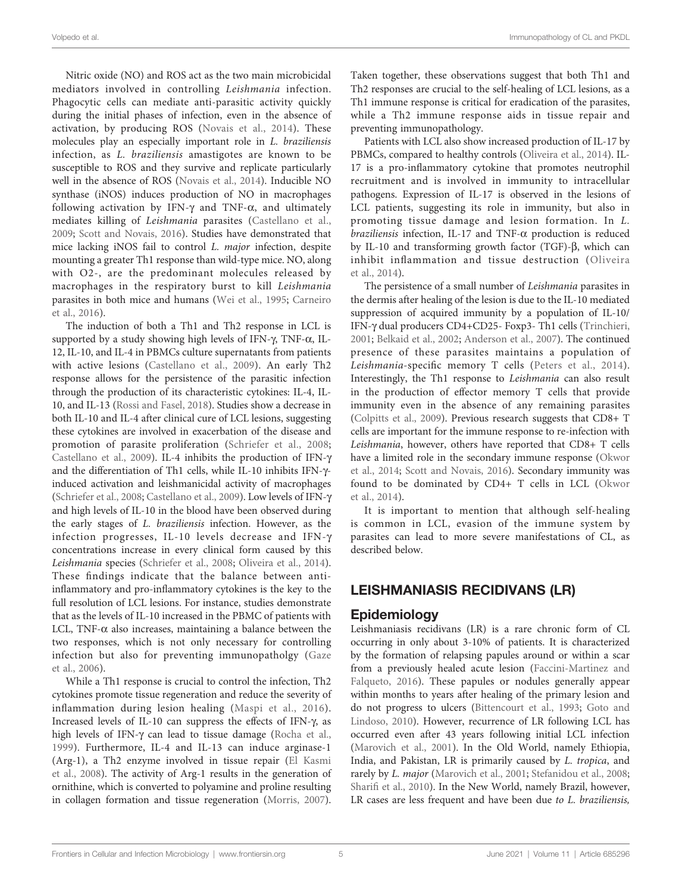Nitric oxide (NO) and ROS act as the two main microbicidal mediators involved in controlling *Leishmania* infection. Phagocytic cells can mediate anti-parasitic activity quickly during the initial phases of infection, even in the absence of activation, by producing ROS (Novais et al., 2014). These molecules play an especially important role in *L. braziliensis* infection, as *L. braziliensis* amastigotes are known to be susceptible to ROS and they survive and replicate particularly well in the absence of ROS (Novais et al., 2014). Inducible NO synthase (iNOS) induces production of NO in macrophages following activation by IFN-γ and TNF-α, and ultimately mediates killing of *Leishmania* parasites (Castellano et al., 2009; Scott and Novais, 2016). Studies have demonstrated that mice lacking iNOS fail to control *L. major* infection, despite mounting a greater Th1 response than wild-type mice. NO, along with O2-, are the predominant molecules released by macrophages in the respiratory burst to kill *Leishmania* parasites in both mice and humans (Wei et al., 1995; Carneiro et al., 2016).

The induction of both a Th1 and Th2 response in LCL is supported by a study showing high levels of IFN-γ, TNF-α, IL-12, IL-10, and IL-4 in PBMCs culture supernatants from patients with active lesions (Castellano et al., 2009). An early Th2 response allows for the persistence of the parasitic infection through the production of its characteristic cytokines: IL-4, IL-10, and IL-13 (Rossi and Fasel, 2018). Studies show a decrease in both IL-10 and IL-4 after clinical cure of LCL lesions, suggesting these cytokines are involved in exacerbation of the disease and promotion of parasite proliferation (Schriefer et al., 2008; Castellano et al., 2009). IL-4 inhibits the production of IFN-γ and the differentiation of Th1 cells, while IL-10 inhibits IFN-γ-induced activation and leishmanicidal activity of macrophages (Schriefer et al., 2008; Castellano et al., 2009). Low levels of IFN-γ and high levels of IL-10 in the blood have been observed during the early stages of *L. braziliensis* infection. However, as the infection progresses, IL-10 levels decrease and IFN-γ concentrations increase in every clinical form caused by this *Leishmania* species (Schriefer et al., 2008; Oliveira et al., 2014). These findings indicate that the balance between anti-inflammatory and pro-inflammatory cytokines is the key to the full resolution of LCL lesions. For instance, studies demonstrate that as the levels of IL-10 increased in the PBMC of patients with LCL, TNF-α also increases, maintaining a balance between the two responses, which is not only necessary for controlling infection but also for preventing immunopatholgy (Gaze et al., 2006).

While a Th1 response is crucial to control the infection, Th2 cytokines promote tissue regeneration and reduce the severity of inflammation during lesion healing (Maspi et al., 2016). Increased levels of IL-10 can suppress the effects of IFN-γ, as high levels of IFN-γ can lead to tissue damage (Rocha et al., 1999). Furthermore, IL-4 and IL-13 can induce arginase-1 (Arg-1), a Th2 enzyme involved in tissue repair (El Kasmi et al., 2008). The activity of Arg-1 results in the generation of ornithine, which is converted to polyamine and proline resulting in collagen formation and tissue regeneration (Morris, 2007). Taken together, these observations suggest that both Th1 and Th2 responses are crucial to the self-healing of LCL lesions, as a Th1 immune response is critical for eradication of the parasites, while a Th2 immune response aids in tissue repair and preventing immunopathology.

Patients with LCL also show increased production of IL-17 by PBMCs, compared to healthy controls (Oliveira et al., 2014). IL-17 is a pro-inflammatory cytokine that promotes neutrophil recruitment and is involved in immunity to intracellular pathogens. Expression of IL-17 is observed in the lesions of LCL patients, suggesting its role in immunity, but also in promoting tissue damage and lesion formation. In *L. braziliensis* infection, IL-17 and TNF-α production is reduced by IL-10 and transforming growth factor (TGF)-β, which can inhibit inflammation and tissue destruction (Oliveira et al., 2014).

The persistence of a small number of *Leishmania* parasites in the dermis after healing of the lesion is due to the IL-10 mediated suppression of acquired immunity by a population of IL-10/IFN-γ dual producers CD4+CD25- Foxp3- Th1 cells (Trinchieri, 2001; Belkaid et al., 2002; Anderson et al., 2007). The continued presence of these parasites maintains a population of *Leishmania*-specific memory T cells (Peters et al., 2014). Interestingly, the Th1 response to *Leishmania* can also result in the production of effector memory T cells that provide immunity even in the absence of any remaining parasites (Colpitts et al., 2009). Previous research suggests that CD8+ T cells are important for the immune response to re-infection with *Leishmania*, however, others have reported that CD8+ T cells have a limited role in the secondary immune response (Okwor et al., 2014; Scott and Novais, 2016). Secondary immunity was found to be dominated by CD4+ T cells in LCL (Okwor et al., 2014).

It is important to mention that although self-healing is common in LCL, evasion of the immune system by parasites can lead to more severe manifestations of CL, as described below.

## LEISHMANIASIS RECIDIVANS (LR)

### Epidemiology

Leishmaniasis recidivans (LR) is a rare chronic form of CL occurring in only about 3-10% of patients. It is characterized by the formation of relapsing papules around or within a scar from a previously healed acute lesion (Faccini-Martínez and Falqueto, 2016). These papules or nodules generally appear within months to years after healing of the primary lesion and do not progress to ulcers (Bittencourt et al., 1993; Goto and Lindoso, 2010). However, recurrence of LR following LCL has occurred even after 43 years following initial LCL infection (Marovich et al., 2001). In the Old World, namely Ethiopia, India, and Pakistan, LR is primarily caused by *L. tropica*, and rarely by *L. major* (Marovich et al., 2001; Stefanidou et al., 2008; Sharifi et al., 2010). In the New World, namely Brazil, however, LR cases are less frequent and have been due *to L. braziliensis,*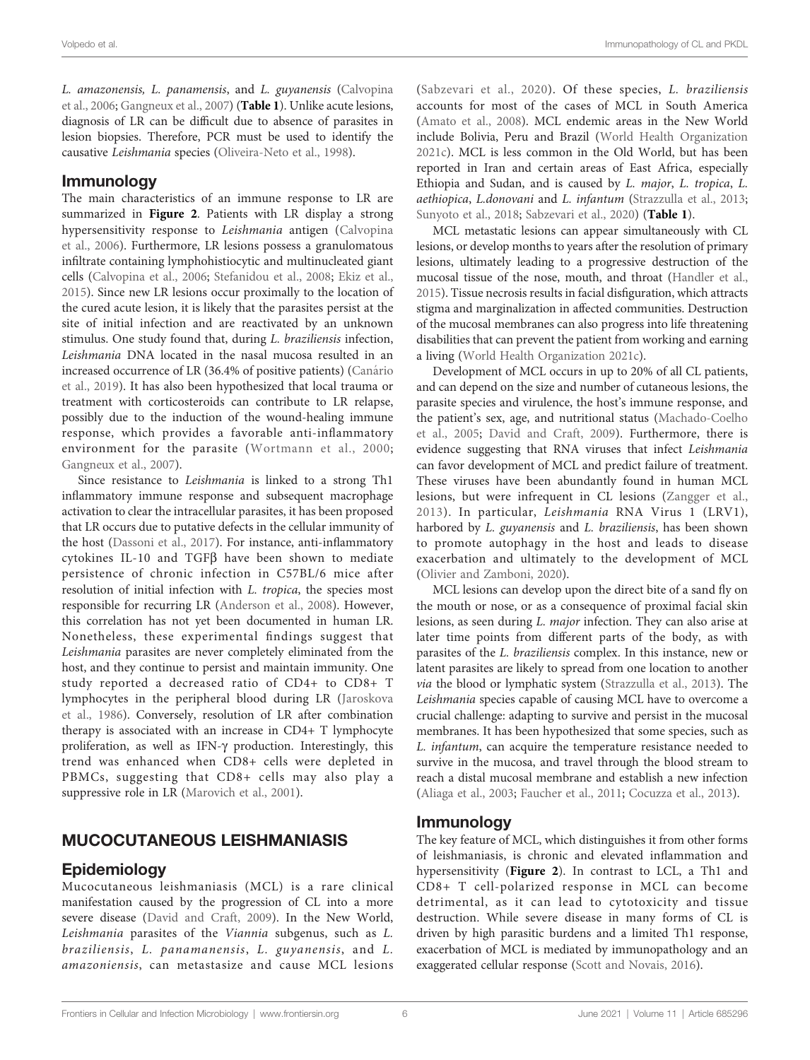*L. amazonensis, L. panamensis*, and *L. guyanensis* (Calvopina et al., 2006; Gangneux et al., 2007) (**Table 1**). Unlike acute lesions, diagnosis of LR can be difficult due to absence of parasites in lesion biopsies. Therefore, PCR must be used to identify the causative *Leishmania* species (Oliveira-Neto et al., 1998).

### Immunology

The main characteristics of an immune response to LR are summarized in **Figure 2**. Patients with LR display a strong hypersensitivity response to *Leishmania* antigen (Calvopina et al., 2006). Furthermore, LR lesions possess a granulomatous infiltrate containing lymphohistiocytic and multinucleated giant cells (Calvopina et al., 2006; Stefanidou et al., 2008; Ekiz et al., 2015). Since new LR lesions occur proximally to the location of the cured acute lesion, it is likely that the parasites persist at the site of initial infection and are reactivated by an unknown stimulus. One study found that, during *L. braziliensis* infection, *Leishmania* DNA located in the nasal mucosa resulted in an increased occurrence of LR (36.4% of positive patients) (Canário et al., 2019). It has also been hypothesized that local trauma or treatment with corticosteroids can contribute to LR relapse, possibly due to the induction of the wound-healing immune response, which provides a favorable anti-inflammatory environment for the parasite (Wortmann et al., 2000; Gangneux et al., 2007).

Since resistance to *Leishmania* is linked to a strong Th1 inflammatory immune response and subsequent macrophage activation to clear the intracellular parasites, it has been proposed that LR occurs due to putative defects in the cellular immunity of the host (Dassoni et al., 2017). For instance, anti-inflammatory cytokines IL-10 and TGFβ have been shown to mediate persistence of chronic infection in C57BL/6 mice after resolution of initial infection with *L. tropica*, the species most responsible for recurring LR (Anderson et al., 2008). However, this correlation has not yet been documented in human LR. Nonetheless, these experimental findings suggest that *Leishmania* parasites are never completely eliminated from the host, and they continue to persist and maintain immunity. One study reported a decreased ratio of CD4+ to CD8+ T lymphocytes in the peripheral blood during LR (Jaroskova et al., 1986). Conversely, resolution of LR after combination therapy is associated with an increase in CD4+ T lymphocyte proliferation, as well as IFN-γ production. Interestingly, this trend was enhanced when CD8+ cells were depleted in PBMCs, suggesting that CD8+ cells may also play a suppressive role in LR (Marovich et al., 2001).

## MUCOCUTANEOUS LEISHMANIASIS

### Epidemiology

Mucocutaneous leishmaniasis (MCL) is a rare clinical manifestation caused by the progression of CL into a more severe disease (David and Craft, 2009). In the New World, *Leishmania* parasites of the *Viannia* subgenus, such as *L. braziliensis*, *L. panamanensis*, *L. guyanensis*, and *L. amazoniensis*, can metastasize and cause MCL lesions (Sabzevari et al., 2020). Of these species, *L. braziliensis* accounts for most of the cases of MCL in South America (Amato et al., 2008). MCL endemic areas in the New World include Bolivia, Peru and Brazil (World Health Organization 2021c). MCL is less common in the Old World, but has been reported in Iran and certain areas of East Africa, especially Ethiopia and Sudan, and is caused by *L. major*, *L. tropica*, *L. aethiopica*, *L.donovani* and *L. infantum* (Strazzulla et al., 2013; Sunyoto et al., 2018; Sabzevari et al., 2020) (**Table 1**).

MCL metastatic lesions can appear simultaneously with CL lesions, or develop months to years after the resolution of primary lesions, ultimately leading to a progressive destruction of the mucosal tissue of the nose, mouth, and throat (Handler et al., 2015). Tissue necrosis results in facial disfiguration, which attracts stigma and marginalization in affected communities. Destruction of the mucosal membranes can also progress into life threatening disabilities that can prevent the patient from working and earning a living (World Health Organization 2021c).

Development of MCL occurs in up to 20% of all CL patients, and can depend on the size and number of cutaneous lesions, the parasite species and virulence, the host's immune response, and the patient's sex, age, and nutritional status (Machado-Coelho et al., 2005; David and Craft, 2009). Furthermore, there is evidence suggesting that RNA viruses that infect *Leishmania* can favor development of MCL and predict failure of treatment. These viruses have been abundantly found in human MCL lesions, but were infrequent in CL lesions (Zangger et al., 2013). In particular, *Leishmania* RNA Virus 1 (LRV1), harbored by *L. guyanensis* and *L. braziliensis*, has been shown to promote autophagy in the host and leads to disease exacerbation and ultimately to the development of MCL (Olivier and Zamboni, 2020).

MCL lesions can develop upon the direct bite of a sand fly on the mouth or nose, or as a consequence of proximal facial skin lesions, as seen during *L. major* infection. They can also arise at later time points from different parts of the body, as with parasites of the *L. braziliensis* complex. In this instance, new or latent parasites are likely to spread from one location to another *via* the blood or lymphatic system (Strazzulla et al., 2013). The *Leishmania* species capable of causing MCL have to overcome a crucial challenge: adapting to survive and persist in the mucosal membranes. It has been hypothesized that some species, such as *L. infantum*, can acquire the temperature resistance needed to survive in the mucosa, and travel through the blood stream to reach a distal mucosal membrane and establish a new infection (Aliaga et al., 2003; Faucher et al., 2011; Cocuzza et al., 2013).

### Immunology

The key feature of MCL, which distinguishes it from other forms of leishmaniasis, is chronic and elevated inflammation and hypersensitivity (**Figure 2**). In contrast to LCL, a Th1 and CD8+ T cell-polarized response in MCL can become detrimental, as it can lead to cytotoxicity and tissue destruction. While severe disease in many forms of CL is driven by high parasitic burdens and a limited Th1 response, exacerbation of MCL is mediated by immunopathology and an exaggerated cellular response (Scott and Novais, 2016).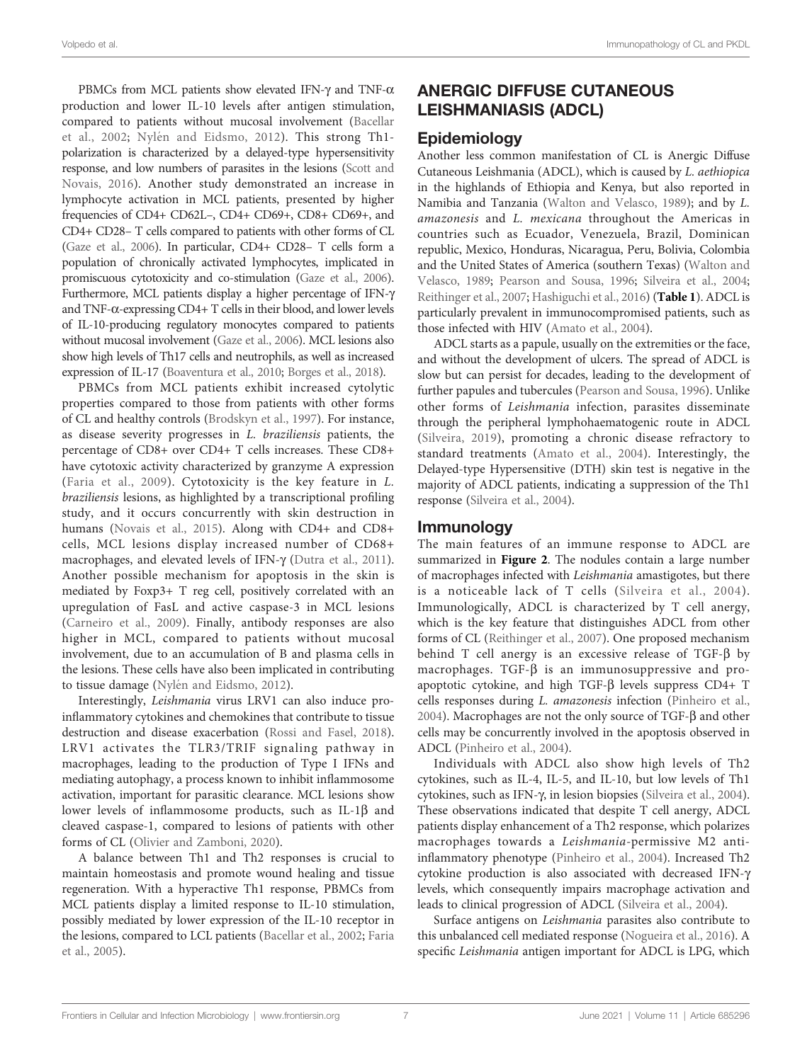PBMCs from MCL patients show elevated IFN-γ and TNF-α production and lower IL-10 levels after antigen stimulation, compared to patients without mucosal involvement (Bacellar et al., 2002; Nylén and Eidsmo, 2012). This strong Th1-polarization is characterized by a delayed-type hypersensitivity response, and low numbers of parasites in the lesions (Scott and Novais, 2016). Another study demonstrated an increase in lymphocyte activation in MCL patients, presented by higher frequencies of CD4+ CD62L–, CD4+ CD69+, CD8+ CD69+, and CD4+ CD28– T cells compared to patients with other forms of CL (Gaze et al., 2006). In particular, CD4+ CD28– T cells form a population of chronically activated lymphocytes, implicated in promiscuous cytotoxicity and co-stimulation (Gaze et al., 2006). Furthermore, MCL patients display a higher percentage of IFN-γ and TNF-α-expressing CD4+ T cells in their blood, and lower levels of IL-10-producing regulatory monocytes compared to patients without mucosal involvement (Gaze et al., 2006). MCL lesions also show high levels of Th17 cells and neutrophils, as well as increased expression of IL-17 (Boaventura et al., 2010; Borges et al., 2018).

PBMCs from MCL patients exhibit increased cytolytic properties compared to those from patients with other forms of CL and healthy controls (Brodskyn et al., 1997). For instance, as disease severity progresses in *L. braziliensis* patients, the percentage of CD8+ over CD4+ T cells increases. These CD8+ have cytotoxic activity characterized by granzyme A expression (Faria et al., 2009). Cytotoxicity is the key feature in *L. braziliensis* lesions, as highlighted by a transcriptional profiling study, and it occurs concurrently with skin destruction in humans (Novais et al., 2015). Along with CD4+ and CD8+ cells, MCL lesions display increased number of CD68+ macrophages, and elevated levels of IFN-γ (Dutra et al., 2011). Another possible mechanism for apoptosis in the skin is mediated by Foxp3+ T reg cell, positively correlated with an upregulation of FasL and active caspase-3 in MCL lesions (Carneiro et al., 2009). Finally, antibody responses are also higher in MCL, compared to patients without mucosal involvement, due to an accumulation of B and plasma cells in the lesions. These cells have also been implicated in contributing to tissue damage (Nylén and Eidsmo, 2012).

Interestingly, *Leishmania* virus LRV1 can also induce pro-inflammatory cytokines and chemokines that contribute to tissue destruction and disease exacerbation (Rossi and Fasel, 2018). LRV1 activates the TLR3/TRIF signaling pathway in macrophages, leading to the production of Type I IFNs and mediating autophagy, a process known to inhibit inflammasome activation, important for parasitic clearance. MCL lesions show lower levels of inflammasome products, such as IL-1β and cleaved caspase-1, compared to lesions of patients with other forms of CL (Olivier and Zamboni, 2020).

A balance between Th1 and Th2 responses is crucial to maintain homeostasis and promote wound healing and tissue regeneration. With a hyperactive Th1 response, PBMCs from MCL patients display a limited response to IL-10 stimulation, possibly mediated by lower expression of the IL-10 receptor in the lesions, compared to LCL patients (Bacellar et al., 2002; Faria et al., 2005).

## ANERGIC DIFFUSE CUTANEOUS LEISHMANIASIS (ADCL)

### Epidemiology

Another less common manifestation of CL is Anergic Diffuse Cutaneous Leishmania (ADCL), which is caused by *L. aethiopica* in the highlands of Ethiopia and Kenya, but also reported in Namibia and Tanzania (Walton and Velasco, 1989); and by *L. amazonesis* and *L. mexicana* throughout the Americas in countries such as Ecuador, Venezuela, Brazil, Dominican republic, Mexico, Honduras, Nicaragua, Peru, Bolivia, Colombia and the United States of America (southern Texas) (Walton and Velasco, 1989; Pearson and Sousa, 1996; Silveira et al., 2004; Reithinger et al., 2007; Hashiguchi et al., 2016) (**Table 1**). ADCL is particularly prevalent in immunocompromised patients, such as those infected with HIV (Amato et al., 2004).

ADCL starts as a papule, usually on the extremities or the face, and without the development of ulcers. The spread of ADCL is slow but can persist for decades, leading to the development of further papules and tubercules (Pearson and Sousa, 1996). Unlike other forms of *Leishmania* infection, parasites disseminate through the peripheral lymphohaematogenic route in ADCL (Silveira, 2019), promoting a chronic disease refractory to standard treatments (Amato et al., 2004). Interestingly, the Delayed-type Hypersensitive (DTH) skin test is negative in the majority of ADCL patients, indicating a suppression of the Th1 response (Silveira et al., 2004).

### Immunology

The main features of an immune response to ADCL are summarized in **Figure 2**. The nodules contain a large number of macrophages infected with *Leishmania* amastigotes, but there is a noticeable lack of T cells (Silveira et al., 2004). Immunologically, ADCL is characterized by T cell anergy, which is the key feature that distinguishes ADCL from other forms of CL (Reithinger et al., 2007). One proposed mechanism behind T cell anergy is an excessive release of TGF-β by macrophages. TGF-β is an immunosuppressive and pro-apoptotic cytokine, and high TGF-β levels suppress CD4+ T cells responses during *L. amazonesis* infection (Pinheiro et al., 2004). Macrophages are not the only source of TGF-β and other cells may be concurrently involved in the apoptosis observed in ADCL (Pinheiro et al., 2004).

Individuals with ADCL also show high levels of Th2 cytokines, such as IL-4, IL-5, and IL-10, but low levels of Th1 cytokines, such as IFN-γ, in lesion biopsies (Silveira et al., 2004). These observations indicated that despite T cell anergy, ADCL patients display enhancement of a Th2 response, which polarizes macrophages towards a *Leishmania*-permissive M2 anti-inflammatory phenotype (Pinheiro et al., 2004). Increased Th2 cytokine production is also associated with decreased IFN-γ levels, which consequently impairs macrophage activation and leads to clinical progression of ADCL (Silveira et al., 2004).

Surface antigens on *Leishmania* parasites also contribute to this unbalanced cell mediated response (Nogueira et al., 2016). A specific *Leishmania* antigen important for ADCL is LPG, which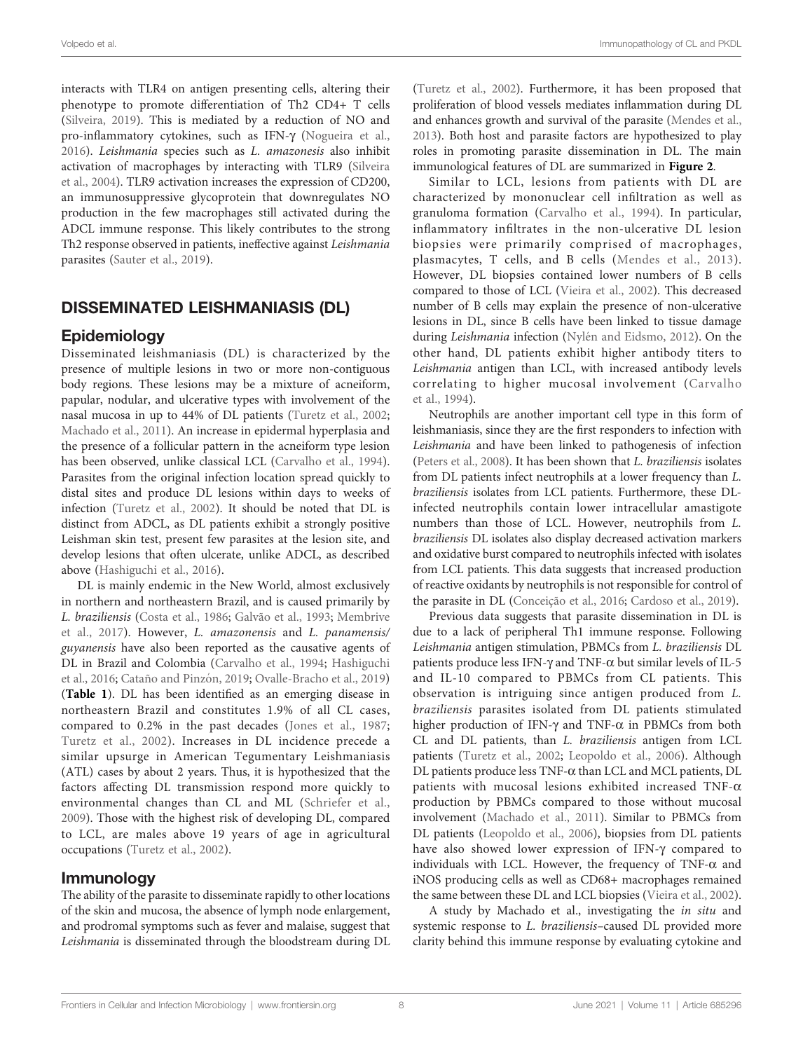interacts with TLR4 on antigen presenting cells, altering their phenotype to promote differentiation of Th2 CD4+ T cells (Silveira, 2019). This is mediated by a reduction of NO and pro-inflammatory cytokines, such as IFN-γ (Nogueira et al., 2016). *Leishmania* species such as *L. amazonesis* also inhibit activation of macrophages by interacting with TLR9 (Silveira et al., 2004). TLR9 activation increases the expression of CD200, an immunosuppressive glycoprotein that downregulates NO production in the few macrophages still activated during the ADCL immune response. This likely contributes to the strong Th2 response observed in patients, ineffective against *Leishmania* parasites (Sauter et al., 2019).

## DISSEMINATED LEISHMANIASIS (DL)

### Epidemiology

Disseminated leishmaniasis (DL) is characterized by the presence of multiple lesions in two or more non-contiguous body regions. These lesions may be a mixture of acneiform, papular, nodular, and ulcerative types with involvement of the nasal mucosa in up to 44% of DL patients (Turetz et al., 2002; Machado et al., 2011). An increase in epidermal hyperplasia and the presence of a follicular pattern in the acneiform type lesion has been observed, unlike classical LCL (Carvalho et al., 1994). Parasites from the original infection location spread quickly to distal sites and produce DL lesions within days to weeks of infection (Turetz et al., 2002). It should be noted that DL is distinct from ADCL, as DL patients exhibit a strongly positive Leishman skin test, present few parasites at the lesion site, and develop lesions that often ulcerate, unlike ADCL, as described above (Hashiguchi et al., 2016).

DL is mainly endemic in the New World, almost exclusively in northern and northeastern Brazil, and is caused primarily by *L. braziliensis* (Costa et al., 1986; Galvão et al., 1993; Membrive et al., 2017). However, *L. amazonensis* and *L. panamensis/guyanensis* have also been reported as the causative agents of DL in Brazil and Colombia (Carvalho et al., 1994; Hashiguchi et al., 2016; Cataño and Pinzón, 2019; Ovalle-Bracho et al., 2019) (**Table 1**). DL has been identified as an emerging disease in northeastern Brazil and constitutes 1.9% of all CL cases, compared to 0.2% in the past decades (Jones et al., 1987; Turetz et al., 2002). Increases in DL incidence precede a similar upsurge in American Tegumentary Leishmaniasis (ATL) cases by about 2 years. Thus, it is hypothesized that the factors affecting DL transmission respond more quickly to environmental changes than CL and ML (Schriefer et al., 2009). Those with the highest risk of developing DL, compared to LCL, are males above 19 years of age in agricultural occupations (Turetz et al., 2002).

### Immunology

The ability of the parasite to disseminate rapidly to other locations of the skin and mucosa, the absence of lymph node enlargement, and prodromal symptoms such as fever and malaise, suggest that *Leishmania* is disseminated through the bloodstream during DL (Turetz et al., 2002). Furthermore, it has been proposed that proliferation of blood vessels mediates inflammation during DL and enhances growth and survival of the parasite (Mendes et al., 2013). Both host and parasite factors are hypothesized to play roles in promoting parasite dissemination in DL. The main immunological features of DL are summarized in **Figure 2**.

Similar to LCL, lesions from patients with DL are characterized by mononuclear cell infiltration as well as granuloma formation (Carvalho et al., 1994). In particular, inflammatory infiltrates in the non-ulcerative DL lesion biopsies were primarily comprised of macrophages, plasmacytes, T cells, and B cells (Mendes et al., 2013). However, DL biopsies contained lower numbers of B cells compared to those of LCL (Vieira et al., 2002). This decreased number of B cells may explain the presence of non-ulcerative lesions in DL, since B cells have been linked to tissue damage during *Leishmania* infection (Nylén and Eidsmo, 2012). On the other hand, DL patients exhibit higher antibody titers to *Leishmania* antigen than LCL, with increased antibody levels correlating to higher mucosal involvement (Carvalho et al., 1994).

Neutrophils are another important cell type in this form of leishmaniasis, since they are the first responders to infection with *Leishmania* and have been linked to pathogenesis of infection (Peters et al., 2008). It has been shown that *L. braziliensis* isolates from DL patients infect neutrophils at a lower frequency than *L. braziliensis* isolates from LCL patients. Furthermore, these DL-infected neutrophils contain lower intracellular amastigote numbers than those of LCL. However, neutrophils from *L. braziliensis* DL isolates also display decreased activation markers and oxidative burst compared to neutrophils infected with isolates from LCL patients. This data suggests that increased production of reactive oxidants by neutrophils is not responsible for control of the parasite in DL (Conceição et al., 2016; Cardoso et al., 2019).

Previous data suggests that parasite dissemination in DL is due to a lack of peripheral Th1 immune response. Following *Leishmania* antigen stimulation, PBMCs from *L. braziliensis* DL patients produce less IFN-γ and TNF-α but similar levels of IL-5 and IL-10 compared to PBMCs from CL patients. This observation is intriguing since antigen produced from *L. braziliensis* parasites isolated from DL patients stimulated higher production of IFN-γ and TNF-α in PBMCs from both CL and DL patients, than *L. braziliensis* antigen from LCL patients (Turetz et al., 2002; Leopoldo et al., 2006). Although DL patients produce less TNF-α than LCL and MCL patients, DL patients with mucosal lesions exhibited increased TNF-α production by PBMCs compared to those without mucosal involvement (Machado et al., 2011). Similar to PBMCs from DL patients (Leopoldo et al., 2006), biopsies from DL patients have also showed lower expression of IFN-γ compared to individuals with LCL. However, the frequency of TNF-α and iNOS producing cells as well as CD68+ macrophages remained the same between these DL and LCL biopsies (Vieira et al., 2002).

A study by Machado et al., investigating the *in situ* and systemic response to *L. braziliensis*–caused DL provided more clarity behind this immune response by evaluating cytokine and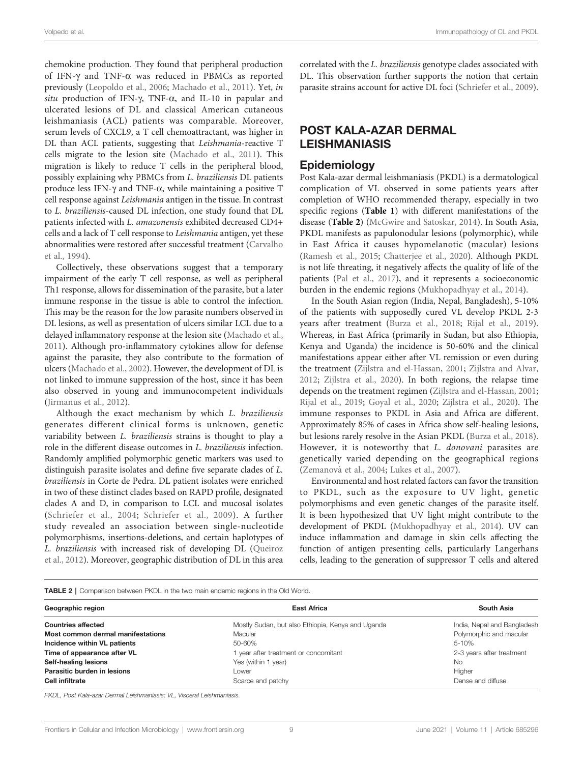chemokine production. They found that peripheral production of IFN-γ and TNF-α was reduced in PBMCs as reported previously (Leopoldo et al., 2006; Machado et al., 2011). Yet, *in situ* production of IFN-γ, TNF-α, and IL-10 in papular and ulcerated lesions of DL and classical American cutaneous leishmaniasis (ACL) patients was comparable. Moreover, serum levels of CXCL9, a T cell chemoattractant, was higher in DL than ACL patients, suggesting that *Leishmania*-reactive T cells migrate to the lesion site (Machado et al., 2011). This migration is likely to reduce T cells in the peripheral blood, possibly explaining why PBMCs from *L. braziliensis* DL patients produce less IFN-γ and TNF-α, while maintaining a positive T cell response against *Leishmania* antigen in the tissue. In contrast to *L. braziliensis*-caused DL infection, one study found that DL patients infected with *L. amazonensis* exhibited decreased CD4+ cells and a lack of T cell response to *Leishmania* antigen, yet these abnormalities were restored after successful treatment (Carvalho et al., 1994).

Collectively, these observations suggest that a temporary impairment of the early T cell response, as well as peripheral Th1 response, allows for dissemination of the parasite, but a later immune response in the tissue is able to control the infection. This may be the reason for the low parasite numbers observed in DL lesions, as well as presentation of ulcers similar LCL due to a delayed inflammatory response at the lesion site (Machado et al., 2011). Although pro-inflammatory cytokines allow for defense against the parasite, they also contribute to the formation of ulcers (Machado et al., 2002). However, the development of DL is not linked to immune suppression of the host, since it has been also observed in young and immunocompetent individuals (Jirmanus et al., 2012).

Although the exact mechanism by which *L. braziliensis* generates different clinical forms is unknown, genetic variability between *L. braziliensis* strains is thought to play a role in the different disease outcomes in *L. braziliensis* infection. Randomly amplified polymorphic genetic markers was used to distinguish parasite isolates and define five separate clades of *L. braziliensis* in Corte de Pedra. DL patient isolates were enriched in two of these distinct clades based on RAPD profile, designated clades A and D, in comparison to LCL and mucosal isolates (Schriefer et al., 2004; Schriefer et al., 2009). A further study revealed an association between single-nucleotide polymorphisms, insertions-deletions, and certain haplotypes of *L. braziliensis* with increased risk of developing DL (Queiroz et al., 2012). Moreover, geographic distribution of DL in this area correlated with the *L. braziliensis* genotype clades associated with DL. This observation further supports the notion that certain parasite strains account for active DL foci (Schriefer et al., 2009).

## POST KALA-AZAR DERMAL LEISHMANIASIS

### Epidemiology

Post Kala-azar dermal leishmaniasis (PKDL) is a dermatological complication of VL observed in some patients years after completion of WHO recommended therapy, especially in two specific regions (**Table 1**) with different manifestations of the disease (**Table 2**) (McGwire and Satoskar, 2014). In South Asia, PKDL manifests as papulonodular lesions (polymorphic), while in East Africa it causes hypomelanotic (macular) lesions (Ramesh et al., 2015; Chatterjee et al., 2020). Although PKDL is not life threating, it negatively affects the quality of life of the patients (Pal et al., 2017), and it represents a socioeconomic burden in the endemic regions (Mukhopadhyay et al., 2014).

In the South Asian region (India, Nepal, Bangladesh), 5-10% of the patients with supposedly cured VL develop PKDL 2-3 years after treatment (Burza et al., 2018; Rijal et al., 2019). Whereas, in East Africa (primarily in Sudan, but also Ethiopia, Kenya and Uganda) the incidence is 50-60% and the clinical manifestations appear either after VL remission or even during the treatment (Zijlstra and el-Hassan, 2001; Zijlstra and Alvar, 2012; Zijlstra et al., 2020). In both regions, the relapse time depends on the treatment regimen (Zijlstra and el-Hassan, 2001; Rijal et al., 2019; Goyal et al., 2020; Zijlstra et al., 2020). The immune responses to PKDL in Asia and Africa are different. Approximately 85% of cases in Africa show self-healing lesions, but lesions rarely resolve in the Asian PKDL (Burza et al., 2018). However, it is noteworthy that *L. donovani* parasites are genetically varied depending on the geographical regions (Zemanová et al., 2004; Lukes et al., 2007).

Environmental and host related factors can favor the transition to PKDL, such as the exposure to UV light, genetic polymorphisms and even genetic changes of the parasite itself. It is been hypothesized that UV light might contribute to the development of PKDL (Mukhopadhyay et al., 2014). UV can induce inflammation and damage in skin cells affecting the function of antigen presenting cells, particularly Langerhans cells, leading to the generation of suppressor T cells and altered

**TABLE 2** | Comparison between PKDL in the two main endemic regions in the Old World.

| Geographic region | East Africa | South Asia |
|---|---|---|
| **Countries affected** | Mostly Sudan, but also Ethiopia, Kenya and Uganda | India, Nepal and Bangladesh |
| **Most common dermal manifestations** | Macular | Polymorphic and macular |
| **Incidence within VL patients** | 50-60% | 5-10% |
| **Time of appearance after VL** | 1 year after treatment or concomitant | 2-3 years after treatment |
| **Self-healing lesions** | Yes (within 1 year) | No |
| **Parasitic burden in lesions** | Lower | Higher |
| **Cell infiltrate** | Scarce and patchy | Dense and diffuse |

*PKDL, Post Kala-azar Dermal Leishmaniasis; VL, Visceral Leishmaniasis.*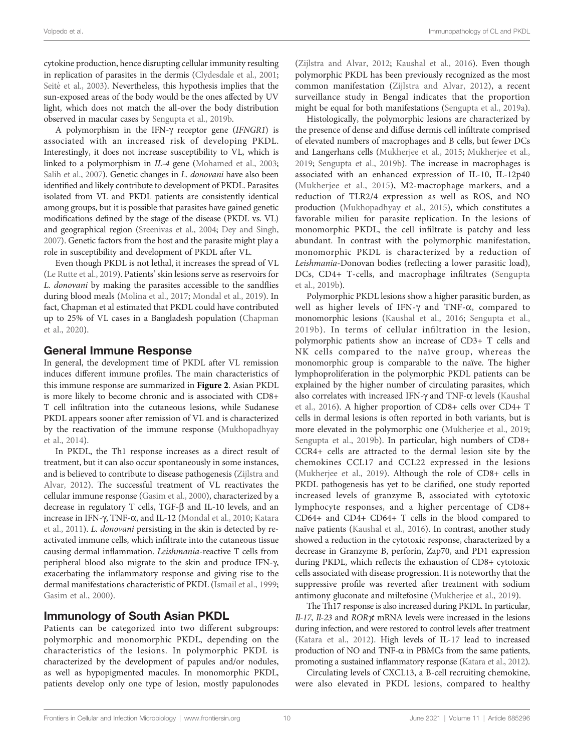cytokine production, hence disrupting cellular immunity resulting in replication of parasites in the dermis (Clydesdale et al., 2001; Seité et al., 2003). Nevertheless, this hypothesis implies that the sun-exposed areas of the body would be the ones affected by UV light, which does not match the all-over the body distribution observed in macular cases by Sengupta et al., 2019b.

A polymorphism in the IFN-γ receptor gene (*IFNGR1*) is associated with an increased risk of developing PKDL. Interestingly, it does not increase susceptibility to VL, which is linked to a polymorphism in *IL-4* gene (Mohamed et al., 2003; Salih et al., 2007). Genetic changes in *L. donovani* have also been identified and likely contribute to development of PKDL. Parasites isolated from VL and PKDL patients are consistently identical among groups, but it is possible that parasites have gained genetic modifications defined by the stage of the disease (PKDL vs. VL) and geographical region (Sreenivas et al., 2004; Dey and Singh, 2007). Genetic factors from the host and the parasite might play a role in susceptibility and development of PKDL after VL.

Even though PKDL is not lethal, it increases the spread of VL (Le Rutte et al., 2019). Patients' skin lesions serve as reservoirs for *L. donovani* by making the parasites accessible to the sandflies during blood meals (Molina et al., 2017; Mondal et al., 2019). In fact, Chapman et al estimated that PKDL could have contributed up to 25% of VL cases in a Bangladesh population (Chapman et al., 2020).

## General Immune Response

In general, the development time of PKDL after VL remission induces different immune profiles. The main characteristics of this immune response are summarized in **Figure 2**. Asian PKDL is more likely to become chronic and is associated with CD8+ T cell infiltration into the cutaneous lesions, while Sudanese PKDL appears sooner after remission of VL and is characterized by the reactivation of the immune response (Mukhopadhyay et al., 2014).

In PKDL, the Th1 response increases as a direct result of treatment, but it can also occur spontaneously in some instances, and is believed to contribute to disease pathogenesis (Zijlstra and Alvar, 2012). The successful treatment of VL reactivates the cellular immune response (Gasim et al., 2000), characterized by a decrease in regulatory T cells, TGF-β and IL-10 levels, and an increase in IFN-γ, TNF-α, and IL-12 (Mondal et al., 2010; Katara et al., 2011). *L. donovani* persisting in the skin is detected by re-activated immune cells, which infiltrate into the cutaneous tissue causing dermal inflammation. *Leishmania*-reactive T cells from peripheral blood also migrate to the skin and produce IFN-γ, exacerbating the inflammatory response and giving rise to the dermal manifestations characteristic of PKDL (Ismail et al., 1999; Gasim et al., 2000).

## Immunology of South Asian PKDL

Patients can be categorized into two different subgroups: polymorphic and monomorphic PKDL, depending on the characteristics of the lesions. In polymorphic PKDL is characterized by the development of papules and/or nodules, as well as hypopigmented macules. In monomorphic PKDL, patients develop only one type of lesion, mostly papulonodes (Zijlstra and Alvar, 2012; Kaushal et al., 2016). Even though polymorphic PKDL has been previously recognized as the most common manifestation (Zijlstra and Alvar, 2012), a recent surveillance study in Bengal indicates that the proportion might be equal for both manifestations (Sengupta et al., 2019a).

Histologically, the polymorphic lesions are characterized by the presence of dense and diffuse dermis cell infiltrate comprised of elevated numbers of macrophages and B cells, but fewer DCs and Langerhans cells (Mukherjee et al., 2015; Mukherjee et al., 2019; Sengupta et al., 2019b). The increase in macrophages is associated with an enhanced expression of IL-10, IL-12p40 (Mukherjee et al., 2015), M2-macrophage markers, and a reduction of TLR2/4 expression as well as ROS, and NO production (Mukhopadhyay et al., 2015), which constitutes a favorable milieu for parasite replication. In the lesions of monomorphic PKDL, the cell infiltrate is patchy and less abundant. In contrast with the polymorphic manifestation, monomorphic PKDL is characterized by a reduction of *Leishmania*-Donovan bodies (reflecting a lower parasitic load), DCs, CD4+ T-cells, and macrophage infiltrates (Sengupta et al., 2019b).

Polymorphic PKDL lesions show a higher parasitic burden, as well as higher levels of IFN-γ and TNF-α, compared to monomorphic lesions (Kaushal et al., 2016; Sengupta et al., 2019b). In terms of cellular infiltration in the lesion, polymorphic patients show an increase of CD3+ T cells and NK cells compared to the naïve group, whereas the monomorphic group is comparable to the naïve. The higher lymphoproliferation in the polymorphic PKDL patients can be explained by the higher number of circulating parasites, which also correlates with increased IFN-γ and TNF-α levels (Kaushal et al., 2016). A higher proportion of CD8+ cells over CD4+ T cells in dermal lesions is often reported in both variants, but is more elevated in the polymorphic one (Mukherjee et al., 2019; Sengupta et al., 2019b). In particular, high numbers of CD8+ CCR4+ cells are attracted to the dermal lesion site by the chemokines CCL17 and CCL22 expressed in the lesions (Mukherjee et al., 2019). Although the role of CD8+ cells in PKDL pathogenesis has yet to be clarified, one study reported increased levels of granzyme B, associated with cytotoxic lymphocyte responses, and a higher percentage of CD8+ CD64+ and CD4+ CD64+ T cells in the blood compared to naïve patients (Kaushal et al., 2016). In contrast, another study showed a reduction in the cytotoxic response, characterized by a decrease in Granzyme B, perforin, Zap70, and PD1 expression during PKDL, which reflects the exhaustion of CD8+ cytotoxic cells associated with disease progression. It is noteworthy that the suppressive profile was reverted after treatment with sodium antimony gluconate and miltefosine (Mukherjee et al., 2019).

The Th17 response is also increased during PKDL. In particular, *Il-17*, *Il-23* and *RORγt* mRNA levels were increased in the lesions during infection, and were restored to control levels after treatment (Katara et al., 2012). High levels of IL-17 lead to increased production of NO and TNF-α in PBMCs from the same patients, promoting a sustained inflammatory response (Katara et al., 2012).

Circulating levels of CXCL13, a B-cell recruiting chemokine, were also elevated in PKDL lesions, compared to healthy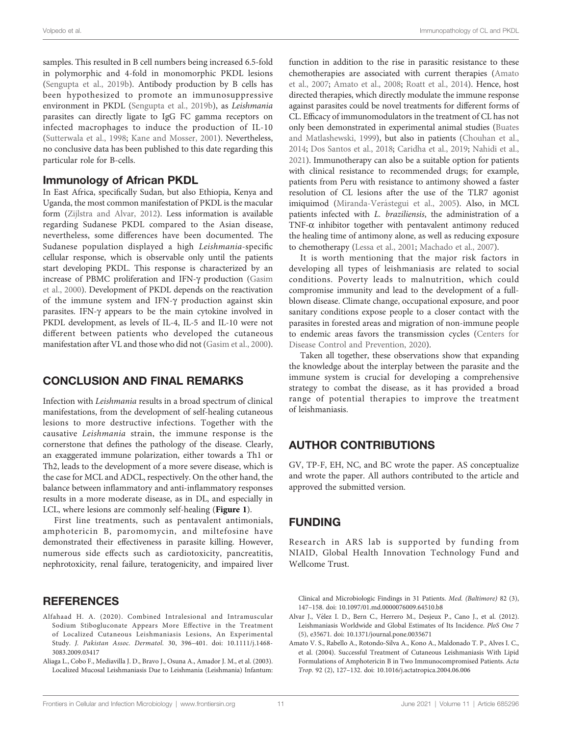samples. This resulted in B cell numbers being increased 6.5-fold in polymorphic and 4-fold in monomorphic PKDL lesions (Sengupta et al., 2019b). Antibody production by B cells has been hypothesized to promote an immunosuppressive environment in PKDL (Sengupta et al., 2019b), as *Leishmania* parasites can directly ligate to IgG FC gamma receptors on infected macrophages to induce the production of IL-10 (Sutterwala et al., 1998; Kane and Mosser, 2001). Nevertheless, no conclusive data has been published to this date regarding this particular role for B-cells.

### Immunology of African PKDL

In East Africa, specifically Sudan, but also Ethiopia, Kenya and Uganda, the most common manifestation of PKDL is the macular form (Zijlstra and Alvar, 2012). Less information is available regarding Sudanese PKDL compared to the Asian disease, nevertheless, some differences have been documented. The Sudanese population displayed a high *Leishmania*-specific cellular response, which is observable only until the patients start developing PKDL. This response is characterized by an increase of PBMC proliferation and IFN-γ production (Gasim et al., 2000). Development of PKDL depends on the reactivation of the immune system and IFN-γ production against skin parasites. IFN-γ appears to be the main cytokine involved in PKDL development, as levels of IL-4, IL-5 and IL-10 were not different between patients who developed the cutaneous manifestation after VL and those who did not (Gasim et al., 2000).

## CONCLUSION AND FINAL REMARKS

Infection with *Leishmania* results in a broad spectrum of clinical manifestations, from the development of self-healing cutaneous lesions to more destructive infections. Together with the causative *Leishmania* strain, the immune response is the cornerstone that defines the pathology of the disease. Clearly, an exaggerated immune polarization, either towards a Th1 or Th2, leads to the development of a more severe disease, which is the case for MCL and ADCL, respectively. On the other hand, the balance between inflammatory and anti-inflammatory responses results in a more moderate disease, as in DL, and especially in LCL, where lesions are commonly self-healing (**Figure 1**).

First line treatments, such as pentavalent antimonials, amphotericin B, paromomycin, and miltefosine have demonstrated their effectiveness in parasite killing. However, numerous side effects such as cardiotoxicity, pancreatitis, nephrotoxicity, renal failure, teratogenicity, and impaired liver function in addition to the rise in parasitic resistance to these chemotherapies are associated with current therapies (Amato et al., 2007; Amato et al., 2008; Roatt et al., 2014). Hence, host directed therapies, which directly modulate the immune response against parasites could be novel treatments for different forms of CL. Efficacy of immunomodulators in the treatment of CL has not only been demonstrated in experimental animal studies (Buates and Matlashewski, 1999), but also in patients (Chouhan et al., 2014; Dos Santos et al., 2018; Caridha et al., 2019; Nahidi et al., 2021). Immunotherapy can also be a suitable option for patients with clinical resistance to recommended drugs; for example, patients from Peru with resistance to antimony showed a faster resolution of CL lesions after the use of the TLR7 agonist imiquimod (Miranda-Verástegui et al., 2005). Also, in MCL patients infected with *L. braziliensis*, the administration of a TNF-α inhibitor together with pentavalent antimony reduced the healing time of antimony alone, as well as reducing exposure to chemotherapy (Lessa et al., 2001; Machado et al., 2007).

It is worth mentioning that the major risk factors in developing all types of leishmaniasis are related to social conditions. Poverty leads to malnutrition, which could compromise immunity and lead to the development of a full-blown disease. Climate change, occupational exposure, and poor sanitary conditions expose people to a closer contact with the parasites in forested areas and migration of non-immune people to endemic areas favors the transmission cycles (Centers for Disease Control and Prevention, 2020).

Taken all together, these observations show that expanding the knowledge about the interplay between the parasite and the immune system is crucial for developing a comprehensive strategy to combat the disease, as it has provided a broad range of potential therapies to improve the treatment of leishmaniasis.

## AUTHOR CONTRIBUTIONS

GV, TP-F, EH, NC, and BC wrote the paper. AS conceptualize and wrote the paper. All authors contributed to the article and approved the submitted version.

## FUNDING

Research in ARS lab is supported by funding from NIAID, Global Health Innovation Technology Fund and Wellcome Trust.

## REFERENCES

Alfahaad H. A. (2020). Combined Intralesional and Intramuscular Sodium Stibogluconate Appears More Effective in the Treatment of Localized Cutaneous Leishmaniasis Lesions, An Experimental Study. *J. Pakistan Assoc. Dermatol.* 30, 396–401. doi: 10.1111/j.1468-3083.2009.03417

Aliaga L., Cobo F., Mediavilla J. D., Bravo J., Osuna A., Amador J. M., et al. (2003). Localized Mucosal Leishmaniasis Due to Leishmania (Leishmania) Infantum: Clinical and Microbiologic Findings in 31 Patients. *Med. (Baltimore)* 82 (3), 147–158. doi: 10.1097/01.md.0000076009.64510.b8

Alvar J., Vélez I. D., Bern C., Herrero M., Desjeux P., Cano J., et al. (2012). Leishmaniasis Worldwide and Global Estimates of Its Incidence. *PloS One* 7 (5), e35671. doi: 10.1371/journal.pone.0035671

Amato V. S., Rabello A., Rotondo-Silva A., Kono A., Maldonado T. P., Alves I. C., et al. (2004). Successful Treatment of Cutaneous Leishmaniasis With Lipid Formulations of Amphotericin B in Two Immunocompromised Patients. *Acta Trop.* 92 (2), 127–132. doi: 10.1016/j.actatropica.2004.06.006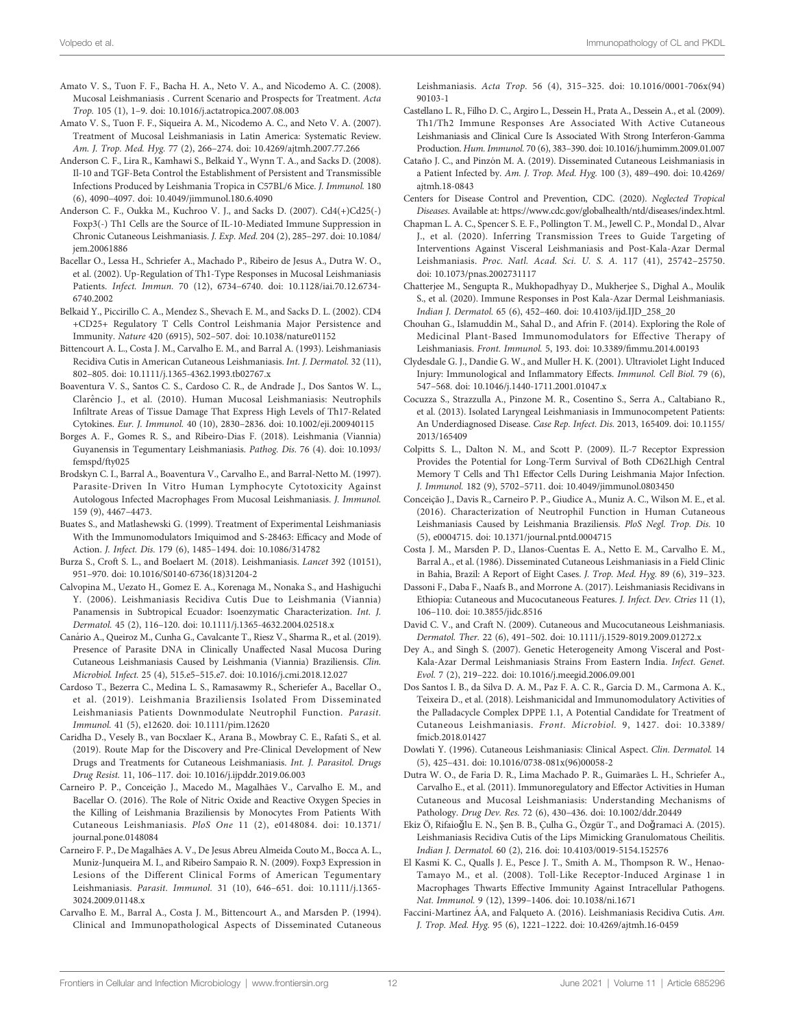Amato V. S., Tuon F. F., Bacha H. A., Neto V. A., and Nicodemo A. C. (2008). Mucosal Leishmaniasis . Current Scenario and Prospects for Treatment. *Acta Trop.* 105 (1), 1–9. doi: 10.1016/j.actatropica.2007.08.003

Amato V. S., Tuon F. F., Siqueira A. M., Nicodemo A. C., and Neto V. A. (2007). Treatment of Mucosal Leishmaniasis in Latin America: Systematic Review. *Am. J. Trop. Med. Hyg.* 77 (2), 266–274. doi: 10.4269/ajtmh.2007.77.266

Anderson C. F., Lira R., Kamhawi S., Belkaid Y., Wynn T. A., and Sacks D. (2008). Il-10 and TGF-Beta Control the Establishment of Persistent and Transmissible Infections Produced by Leishmania Tropica in C57BL/6 Mice. *J. Immunol.* 180 (6), 4090–4097. doi: 10.4049/jimmunol.180.6.4090

Anderson C. F., Oukka M., Kuchroo V. J., and Sacks D. (2007). Cd4(+)Cd25(-) Foxp3(-) Th1 Cells are the Source of IL-10-Mediated Immune Suppression in Chronic Cutaneous Leishmaniasis. *J. Exp. Med.* 204 (2), 285–297. doi: 10.1084/jem.20061886

Bacellar O., Lessa H., Schriefer A., Machado P., Ribeiro de Jesus A., Dutra W. O., et al. (2002). Up-Regulation of Th1-Type Responses in Mucosal Leishmaniasis Patients. *Infect. Immun.* 70 (12), 6734–6740. doi: 10.1128/iai.70.12.6734-6740.2002

Belkaid Y., Piccirillo C. A., Mendez S., Shevach E. M., and Sacks D. L. (2002). CD4 +CD25+ Regulatory T Cells Control Leishmania Major Persistence and Immunity. *Nature* 420 (6915), 502–507. doi: 10.1038/nature01152

Bittencourt A. L., Costa J. M., Carvalho E. M., and Barral A. (1993). Leishmaniasis Recidiva Cutis in American Cutaneous Leishmaniasis. *Int. J. Dermatol.* 32 (11), 802–805. doi: 10.1111/j.1365-4362.1993.tb02767.x

Boaventura V. S., Santos C. S., Cardoso C. R., de Andrade J., Dos Santos W. L., Clarêncio J., et al. (2010). Human Mucosal Leishmaniasis: Neutrophils Infiltrate Areas of Tissue Damage That Express High Levels of Th17-Related Cytokines. *Eur. J. Immunol.* 40 (10), 2830–2836. doi: 10.1002/eji.200940115

Borges A. F., Gomes R. S., and Ribeiro-Dias F. (2018). Leishmania (Viannia) Guyanensis in Tegumentary Leishmaniasis. *Pathog. Dis.* 76 (4). doi: 10.1093/femspd/fty025

Brodskyn C. I., Barral A., Boaventura V., Carvalho E., and Barral-Netto M. (1997). Parasite-Driven In Vitro Human Lymphocyte Cytotoxicity Against Autologous Infected Macrophages From Mucosal Leishmaniasis. *J. Immunol.* 159 (9), 4467–4473.

Buates S., and Matlashewski G. (1999). Treatment of Experimental Leishmaniasis With the Immunomodulators Imiquimod and S-28463: Efficacy and Mode of Action. *J. Infect. Dis.* 179 (6), 1485–1494. doi: 10.1086/314782

Burza S., Croft S. L., and Boelaert M. (2018). Leishmaniasis. *Lancet* 392 (10151), 951–970. doi: 10.1016/S0140-6736(18)31204-2

Calvopina M., Uezato H., Gomez E. A., Korenaga M., Nonaka S., and Hashiguchi Y. (2006). Leishmaniasis Recidiva Cutis Due to Leishmania (Viannia) Panamensis in Subtropical Ecuador: Isoenzymatic Characterization. *Int. J. Dermatol.* 45 (2), 116–120. doi: 10.1111/j.1365-4632.2004.02518.x

Canário A., Queiroz M., Cunha G., Cavalcante T., Riesz V., Sharma R., et al. (2019). Presence of Parasite DNA in Clinically Unaffected Nasal Mucosa During Cutaneous Leishmaniasis Caused by Leishmania (Viannia) Braziliensis. *Clin. Microbiol. Infect.* 25 (4), 515.e5–515.e7. doi: 10.1016/j.cmi.2018.12.027

Cardoso T., Bezerra C., Medina L. S., Ramasawmy R., Scheriefer A., Bacellar O., et al. (2019). Leishmania Braziliensis Isolated From Disseminated Leishmaniasis Patients Downmodulate Neutrophil Function. *Parasit. Immunol.* 41 (5), e12620. doi: 10.1111/pim.12620

Caridha D., Vesely B., van Bocxlaer K., Arana B., Mowbray C. E., Rafati S., et al. (2019). Route Map for the Discovery and Pre-Clinical Development of New Drugs and Treatments for Cutaneous Leishmaniasis. *Int. J. Parasitol. Drugs Drug Resist.* 11, 106–117. doi: 10.1016/j.ijpddr.2019.06.003

Carneiro P. P., Conceição J., Macedo M., Magalhães V., Carvalho E. M., and Bacellar O. (2016). The Role of Nitric Oxide and Reactive Oxygen Species in the Killing of Leishmania Braziliensis by Monocytes From Patients With Cutaneous Leishmaniasis. *PloS One* 11 (2), e0148084. doi: 10.1371/journal.pone.0148084

Carneiro F. P., De Magalhães A. V., De Jesus Abreu Almeida Couto M., Bocca A. L., Muniz-Junqueira M. I., and Ribeiro Sampaio R. N. (2009). Foxp3 Expression in Lesions of the Different Clinical Forms of American Tegumentary Leishmaniasis. *Parasit. Immunol.* 31 (10), 646–651. doi: 10.1111/j.1365-3024.2009.01148.x

Carvalho E. M., Barral A., Costa J. M., Bittencourt A., and Marsden P. (1994). Clinical and Immunopathological Aspects of Disseminated Cutaneous Leishmaniasis. *Acta Trop.* 56 (4), 315–325. doi: 10.1016/0001-706x(94)90103-1

Castellano L. R., Filho D. C., Argiro L., Dessein H., Prata A., Dessein A., et al. (2009). Th1/Th2 Immune Responses Are Associated With Active Cutaneous Leishmaniasis and Clinical Cure Is Associated With Strong Interferon-Gamma Production. *Hum. Immunol.* 70 (6), 383–390. doi: 10.1016/j.humimm.2009.01.007

Cataño J. C., and Pinzón M. A. (2019). Disseminated Cutaneous Leishmaniasis in a Patient Infected by. *Am. J. Trop. Med. Hyg.* 100 (3), 489–490. doi: 10.4269/ajtmh.18-0843

Centers for Disease Control and Prevention, CDC. (2020). *Neglected Tropical Diseases*. Available at: https://www.cdc.gov/globalhealth/ntd/diseases/index.html.

Chapman L. A. C., Spencer S. E. F., Pollington T. M., Jewell C. P., Mondal D., Alvar J., et al. (2020). Inferring Transmission Trees to Guide Targeting of Interventions Against Visceral Leishmaniasis and Post-Kala-Azar Dermal Leishmaniasis. *Proc. Natl. Acad. Sci. U. S. A.* 117 (41), 25742–25750. doi: 10.1073/pnas.2002731117

Chatterjee M., Sengupta R., Mukhopadhyay D., Mukherjee S., Dighal A., Moulik S., et al. (2020). Immune Responses in Post Kala-Azar Dermal Leishmaniasis. *Indian J. Dermatol.* 65 (6), 452–460. doi: 10.4103/ijd.IJD_258_20

Chouhan G., Islamuddin M., Sahal D., and Afrin F. (2014). Exploring the Role of Medicinal Plant-Based Immunomodulators for Effective Therapy of Leishmaniasis. *Front. Immunol.* 5, 193. doi: 10.3389/fimmu.2014.00193

Clydesdale G. J., Dandie G. W., and Muller H. K. (2001). Ultraviolet Light Induced Injury: Immunological and Inflammatory Effects. *Immunol. Cell Biol.* 79 (6), 547–568. doi: 10.1046/j.1440-1711.2001.01047.x

Cocuzza S., Strazzulla A., Pinzone M. R., Cosentino S., Serra A., Caltabiano R., et al. (2013). Isolated Laryngeal Leishmaniasis in Immunocompetent Patients: An Underdiagnosed Disease. *Case Rep. Infect. Dis.* 2013, 165409. doi: 10.1155/2013/165409

Colpitts S. L., Dalton N. M., and Scott P. (2009). IL-7 Receptor Expression Provides the Potential for Long-Term Survival of Both CD62Lhigh Central Memory T Cells and Th1 Effector Cells During Leishmania Major Infection. *J. Immunol.* 182 (9), 5702–5711. doi: 10.4049/jimmunol.0803450

Conceição J., Davis R., Carneiro P. P., Giudice A., Muniz A. C., Wilson M. E., et al. (2016). Characterization of Neutrophil Function in Human Cutaneous Leishmaniasis Caused by Leishmania Braziliensis. *PloS Negl. Trop. Dis.* 10 (5), e0004715. doi: 10.1371/journal.pntd.0004715

Costa J. M., Marsden P. D., Llanos-Cuentas E. A., Netto E. M., Carvalho E. M., Barral A., et al. (1986). Disseminated Cutaneous Leishmaniasis in a Field Clinic in Bahia, Brazil: A Report of Eight Cases. *J. Trop. Med. Hyg.* 89 (6), 319–323.

Dassoni F., Daba F., Naafs B., and Morrone A. (2017). Leishmaniasis Recidivans in Ethiopia: Cutaneous and Mucocutaneous Features. *J. Infect. Dev. Ctries* 11 (1), 106–110. doi: 10.3855/jidc.8516

David C. V., and Craft N. (2009). Cutaneous and Mucocutaneous Leishmaniasis. *Dermatol. Ther.* 22 (6), 491–502. doi: 10.1111/j.1529-8019.2009.01272.x

Dey A., and Singh S. (2007). Genetic Heterogeneity Among Visceral and Post-Kala-Azar Dermal Leishmaniasis Strains From Eastern India. *Infect. Genet. Evol.* 7 (2), 219–222. doi: 10.1016/j.meegid.2006.09.001

Dos Santos I. B., da Silva D. A. M., Paz F. A. C. R., Garcia D. M., Carmona A. K., Teixeira D., et al. (2018). Leishmanicidal and Immunomodulatory Activities of the Palladacycle Complex DPPE 1.1, A Potential Candidate for Treatment of Cutaneous Leishmaniasis. *Front. Microbiol.* 9, 1427. doi: 10.3389/fmicb.2018.01427

Dowlati Y. (1996). Cutaneous Leishmaniasis: Clinical Aspect. *Clin. Dermatol.* 14 (5), 425–431. doi: 10.1016/0738-081x(96)00058-2

Dutra W. O., de Faria D. R., Lima Machado P. R., Guimarães L. H., Schriefer A., Carvalho E., et al. (2011). Immunoregulatory and Effector Activities in Human Cutaneous and Mucosal Leishmaniasis: Understanding Mechanisms of Pathology. *Drug Dev. Res.* 72 (6), 430–436. doi: 10.1002/ddr.20449

Ekiz Ö, Rifaioğlu E. N., Şen B. B., Çulha G., Özgür T., and Doğramaci A. (2015). Leishmaniasis Recidiva Cutis of the Lips Mimicking Granulomatous Cheilitis. *Indian J. Dermatol.* 60 (2), 216. doi: 10.4103/0019-5154.152576

El Kasmi K. C., Qualls J. E., Pesce J. T., Smith A. M., Thompson R. W., Henao-Tamayo M., et al. (2008). Toll-Like Receptor-Induced Arginase 1 in Macrophages Thwarts Effective Immunity Against Intracellular Pathogens. *Nat. Immunol.* 9 (12), 1399–1406. doi: 10.1038/ni.1671

Faccini-Martinez ÁA, and Falqueto A. (2016). Leishmaniasis Recidiva Cutis. *Am. J. Trop. Med. Hyg.* 95 (6), 1221–1222. doi: 10.4269/ajtmh.16-0459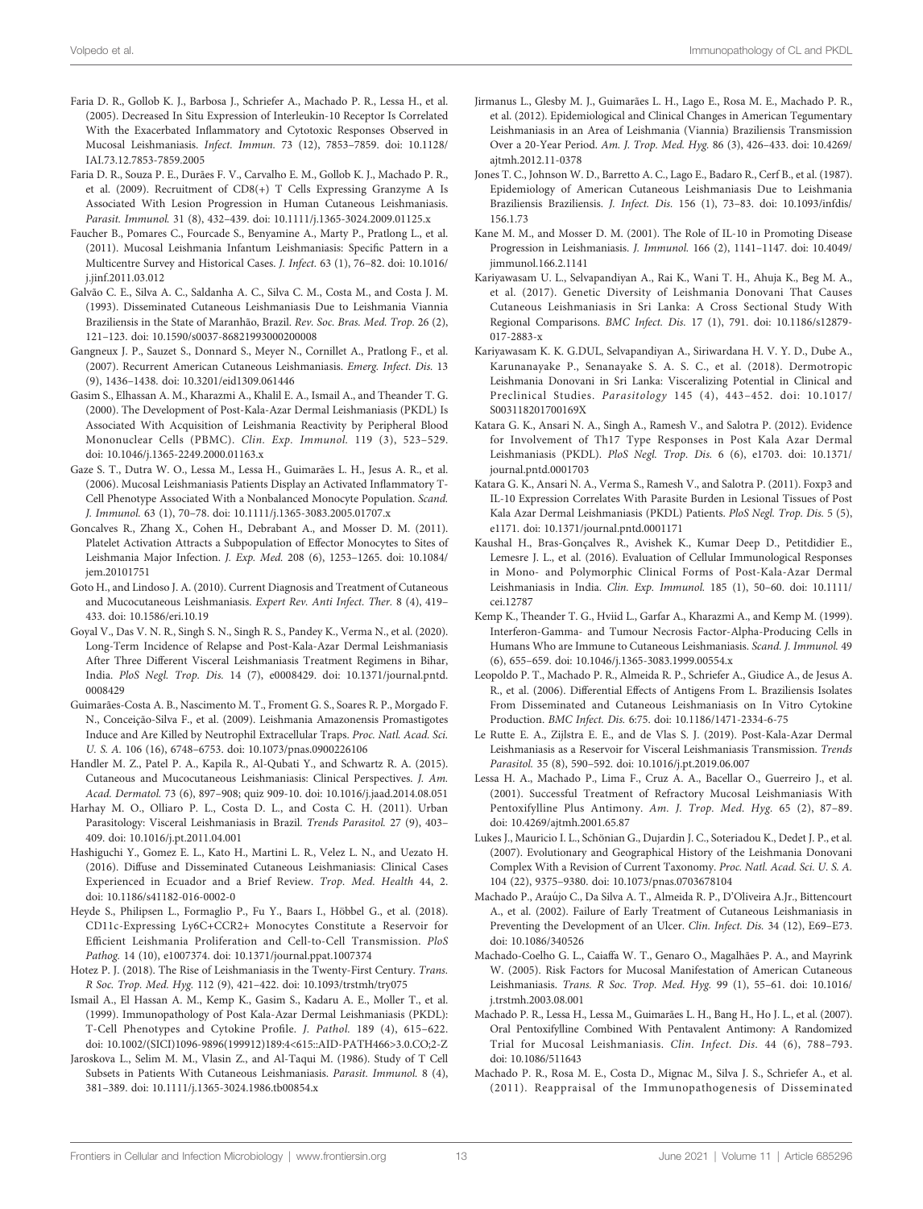Faria D. R., Gollob K. J., Barbosa J., Schriefer A., Machado P. R., Lessa H., et al. (2005). Decreased In Situ Expression of Interleukin-10 Receptor Is Correlated With the Exacerbated Inflammatory and Cytotoxic Responses Observed in Mucosal Leishmaniasis. *Infect. Immun.* 73 (12), 7853–7859. doi: 10.1128/IAI.73.12.7853-7859.2005

Faria D. R., Souza P. E., Durães F. V., Carvalho E. M., Gollob K. J., Machado P. R., et al. (2009). Recruitment of CD8(+) T Cells Expressing Granzyme A Is Associated With Lesion Progression in Human Cutaneous Leishmaniasis. *Parasit. Immunol.* 31 (8), 432–439. doi: 10.1111/j.1365-3024.2009.01125.x

Faucher B., Pomares C., Fourcade S., Benyamine A., Marty P., Pratlong L., et al. (2011). Mucosal Leishmania Infantum Leishmaniasis: Specific Pattern in a Multicentre Survey and Historical Cases. *J. Infect.* 63 (1), 76–82. doi: 10.1016/j.jinf.2011.03.012

Galvão C. E., Silva A. C., Saldanha A. C., Silva C. M., Costa M., and Costa J. M. (1993). Disseminated Cutaneous Leishmaniasis Due to Leishmania Viannia Braziliensis in the State of Maranhão, Brazil. *Rev. Soc. Bras. Med. Trop.* 26 (2), 121–123. doi: 10.1590/s0037-86821993000200008

Gangneux J. P., Sauzet S., Donnard S., Meyer N., Cornillet A., Pratlong F., et al. (2007). Recurrent American Cutaneous Leishmaniasis. *Emerg. Infect. Dis.* 13 (9), 1436–1438. doi: 10.3201/eid1309.061446

Gasim S., Elhassan A. M., Kharazmi A., Khalil E. A., Ismail A., and Theander T. G. (2000). The Development of Post-Kala-Azar Dermal Leishmaniasis (PKDL) Is Associated With Acquisition of Leishmania Reactivity by Peripheral Blood Mononuclear Cells (PBMC). *Clin. Exp. Immunol.* 119 (3), 523–529. doi: 10.1046/j.1365-2249.2000.01163.x

Gaze S. T., Dutra W. O., Lessa M., Lessa H., Guimarães L. H., Jesus A. R., et al. (2006). Mucosal Leishmaniasis Patients Display an Activated Inflammatory T-Cell Phenotype Associated With a Nonbalanced Monocyte Population. *Scand. J. Immunol.* 63 (1), 70–78. doi: 10.1111/j.1365-3083.2005.01707.x

Goncalves R., Zhang X., Cohen H., Debrabant A., and Mosser D. M. (2011). Platelet Activation Attracts a Subpopulation of Effector Monocytes to Sites of Leishmania Major Infection. *J. Exp. Med.* 208 (6), 1253–1265. doi: 10.1084/jem.20101751

Goto H., and Lindoso J. A. (2010). Current Diagnosis and Treatment of Cutaneous and Mucocutaneous Leishmaniasis. *Expert Rev. Anti Infect. Ther.* 8 (4), 419–433. doi: 10.1586/eri.10.19

Goyal V., Das V. N. R., Singh S. N., Singh R. S., Pandey K., Verma N., et al. (2020). Long-Term Incidence of Relapse and Post-Kala-Azar Dermal Leishmaniasis After Three Different Visceral Leishmaniasis Treatment Regimens in Bihar, India. *PloS Negl. Trop. Dis.* 14 (7), e0008429. doi: 10.1371/journal.pntd.0008429

Guimarães-Costa A. B., Nascimento M. T., Froment G. S., Soares R. P., Morgado F. N., Conceição-Silva F., et al. (2009). Leishmania Amazonensis Promastigotes Induce and Are Killed by Neutrophil Extracellular Traps. *Proc. Natl. Acad. Sci. U. S. A.* 106 (16), 6748–6753. doi: 10.1073/pnas.0900226106

Handler M. Z., Patel P. A., Kapila R., Al-Qubati Y., and Schwartz R. A. (2015). Cutaneous and Mucocutaneous Leishmaniasis: Clinical Perspectives. *J. Am. Acad. Dermatol.* 73 (6), 897–908; quiz 909-10. doi: 10.1016/j.jaad.2014.08.051

Harhay M. O., Olliaro P. L., Costa D. L., and Costa C. H. (2011). Urban Parasitology: Visceral Leishmaniasis in Brazil. *Trends Parasitol.* 27 (9), 403–409. doi: 10.1016/j.pt.2011.04.001

Hashiguchi Y., Gomez E. L., Kato H., Martini L. R., Velez L. N., and Uezato H. (2016). Diffuse and Disseminated Cutaneous Leishmaniasis: Clinical Cases Experienced in Ecuador and a Brief Review. *Trop. Med. Health* 44, 2. doi: 10.1186/s41182-016-0002-0

Heyde S., Philipsen L., Formaglio P., Fu Y., Baars I., Höbbel G., et al. (2018). CD11c-Expressing Ly6C+CCR2+ Monocytes Constitute a Reservoir for Efficient Leishmania Proliferation and Cell-to-Cell Transmission. *PloS Pathog.* 14 (10), e1007374. doi: 10.1371/journal.ppat.1007374

Hotez P. J. (2018). The Rise of Leishmaniasis in the Twenty-First Century. *Trans. R Soc. Trop. Med. Hyg.* 112 (9), 421–422. doi: 10.1093/trstmh/try075

Ismail A., El Hassan A. M., Kemp K., Gasim S., Kadaru A. E., Moller T., et al. (1999). Immunopathology of Post Kala-Azar Dermal Leishmaniasis (PKDL): T-Cell Phenotypes and Cytokine Profile. *J. Pathol.* 189 (4), 615–622. doi: 10.1002/(SICI)1096-9896(199912)189:4<615::AID-PATH466>3.0.CO;2-Z

Jaroskova L., Selim M. M., Vlasin Z., and Al-Taqui M. (1986). Study of T Cell Subsets in Patients With Cutaneous Leishmaniasis. *Parasit. Immunol.* 8 (4), 381–389. doi: 10.1111/j.1365-3024.1986.tb00854.x

Jirmanus L., Glesby M. J., Guimarães L. H., Lago E., Rosa M. E., Machado P. R., et al. (2012). Epidemiological and Clinical Changes in American Tegumentary Leishmaniasis in an Area of Leishmania (Viannia) Braziliensis Transmission Over a 20-Year Period. *Am. J. Trop. Med. Hyg.* 86 (3), 426–433. doi: 10.4269/ajtmh.2012.11-0378

Jones T. C., Johnson W. D., Barretto A. C., Lago E., Badaro R., Cerf B., et al. (1987). Epidemiology of American Cutaneous Leishmaniasis Due to Leishmania Braziliensis Braziliensis. *J. Infect. Dis.* 156 (1), 73–83. doi: 10.1093/infdis/156.1.73

Kane M. M., and Mosser D. M. (2001). The Role of IL-10 in Promoting Disease Progression in Leishmaniasis. *J. Immunol.* 166 (2), 1141–1147. doi: 10.4049/jimmunol.166.2.1141

Kariyawasam U. L., Selvapandiyan A., Rai K., Wani T. H., Ahuja K., Beg M. A., et al. (2017). Genetic Diversity of Leishmania Donovani That Causes Cutaneous Leishmaniasis in Sri Lanka: A Cross Sectional Study With Regional Comparisons. *BMC Infect. Dis.* 17 (1), 791. doi: 10.1186/s12879-017-2883-x

Kariyawasam K. K. G.DUL, Selvapandiyan A., Siriwardana H. V. Y. D., Dube A., Karunanayake P., Senanayake S. A. S. C., et al. (2018). Dermotropic Leishmania Donovani in Sri Lanka: Visceralizing Potential in Clinical and Preclinical Studies. *Parasitology* 145 (4), 443–452. doi: 10.1017/S003118201700169X

Katara G. K., Ansari N. A., Singh A., Ramesh V., and Salotra P. (2012). Evidence for Involvement of Th17 Type Responses in Post Kala Azar Dermal Leishmaniasis (PKDL). *PloS Negl. Trop. Dis.* 6 (6), e1703. doi: 10.1371/journal.pntd.0001703

Katara G. K., Ansari N. A., Verma S., Ramesh V., and Salotra P. (2011). Foxp3 and IL-10 Expression Correlates With Parasite Burden in Lesional Tissues of Post Kala Azar Dermal Leishmaniasis (PKDL) Patients. *PloS Negl. Trop. Dis.* 5 (5), e1171. doi: 10.1371/journal.pntd.0001171

Kaushal H., Bras-Gonçalves R., Avishek K., Kumar Deep D., Petitdidier E., Lemesre J. L., et al. (2016). Evaluation of Cellular Immunological Responses in Mono- and Polymorphic Clinical Forms of Post-Kala-Azar Dermal Leishmaniasis in India. *Clin. Exp. Immunol.* 185 (1), 50–60. doi: 10.1111/cei.12787

Kemp K., Theander T. G., Hviid L., Garfar A., Kharazmi A., and Kemp M. (1999). Interferon-Gamma- and Tumour Necrosis Factor-Alpha-Producing Cells in Humans Who are Immune to Cutaneous Leishmaniasis. *Scand. J. Immunol.* 49 (6), 655–659. doi: 10.1046/j.1365-3083.1999.00554.x

Leopoldo P. T., Machado P. R., Almeida R. P., Schriefer A., Giudice A., de Jesus A. R., et al. (2006). Differential Effects of Antigens From L. Braziliensis Isolates From Disseminated and Cutaneous Leishmaniasis on In Vitro Cytokine Production. *BMC Infect. Dis.* 6:75. doi: 10.1186/1471-2334-6-75

Le Rutte E. A., Zijlstra E. E., and de Vlas S. J. (2019). Post-Kala-Azar Dermal Leishmaniasis as a Reservoir for Visceral Leishmaniasis Transmission. *Trends Parasitol.* 35 (8), 590–592. doi: 10.1016/j.pt.2019.06.007

Lessa H. A., Machado P., Lima F., Cruz A. A., Bacellar O., Guerreiro J., et al. (2001). Successful Treatment of Refractory Mucosal Leishmaniasis With Pentoxifylline Plus Antimony. *Am. J. Trop. Med. Hyg.* 65 (2), 87–89. doi: 10.4269/ajtmh.2001.65.87

Lukes J., Mauricio I. L., Schönian G., Dujardin J. C., Soteriadou K., Dedet J. P., et al. (2007). Evolutionary and Geographical History of the Leishmania Donovani Complex With a Revision of Current Taxonomy. *Proc. Natl. Acad. Sci. U. S. A.* 104 (22), 9375–9380. doi: 10.1073/pnas.0703678104

Machado P., Araújo C., Da Silva A. T., Almeida R. P., D'Oliveira A.Jr., Bittencourt A., et al. (2002). Failure of Early Treatment of Cutaneous Leishmaniasis in Preventing the Development of an Ulcer. *Clin. Infect. Dis.* 34 (12), E69–E73. doi: 10.1086/340526

Machado-Coelho G. L., Caiaffa W. T., Genaro O., Magalhães P. A., and Mayrink W. (2005). Risk Factors for Mucosal Manifestation of American Cutaneous Leishmaniasis. *Trans. R Soc. Trop. Med. Hyg.* 99 (1), 55–61. doi: 10.1016/j.trstmh.2003.08.001

Machado P. R., Lessa H., Lessa M., Guimarães L. H., Bang H., Ho J. L., et al. (2007). Oral Pentoxifylline Combined With Pentavalent Antimony: A Randomized Trial for Mucosal Leishmaniasis. *Clin. Infect. Dis.* 44 (6), 788–793. doi: 10.1086/511643

Machado P. R., Rosa M. E., Costa D., Mignac M., Silva J. S., Schriefer A., et al. (2011). Reappraisal of the Immunopathogenesis of Disseminated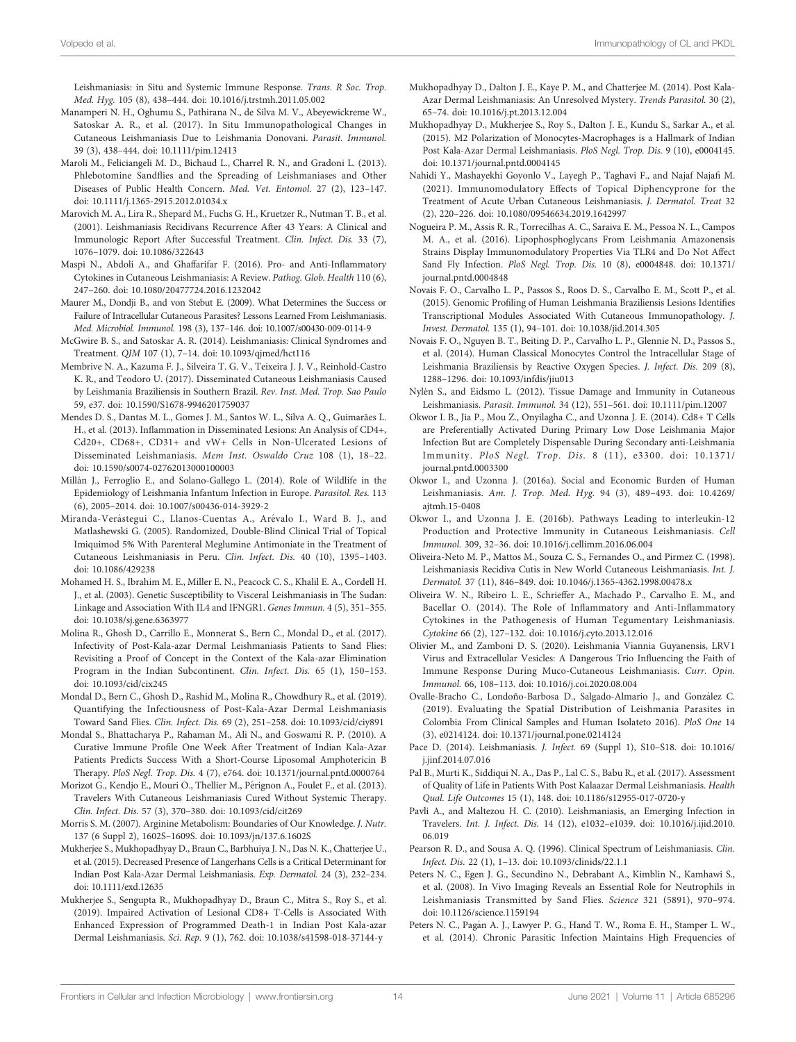Leishmaniasis: in Situ and Systemic Immune Response. *Trans. R Soc. Trop. Med. Hyg.* 105 (8), 438–444. doi: 10.1016/j.trstmh.2011.05.002

Manamperi N. H., Oghumu S., Pathirana N., de Silva M. V., Abeyewickreme W., Satoskar A. R., et al. (2017). In Situ Immunopathological Changes in Cutaneous Leishmaniasis Due to Leishmania Donovani. *Parasit. Immunol.* 39 (3), 438–444. doi: 10.1111/pim.12413

Maroli M., Feliciangeli M. D., Bichaud L., Charrel R. N., and Gradoni L. (2013). Phlebotomine Sandflies and the Spreading of Leishmaniases and Other Diseases of Public Health Concern. *Med. Vet. Entomol.* 27 (2), 123–147. doi: 10.1111/j.1365-2915.2012.01034.x

Marovich M. A., Lira R., Shepard M., Fuchs G. H., Kruetzer R., Nutman T. B., et al. (2001). Leishmaniasis Recidivans Recurrence After 43 Years: A Clinical and Immunologic Report After Successful Treatment. *Clin. Infect. Dis.* 33 (7), 1076–1079. doi: 10.1086/322643

Maspi N., Abdoli A., and Ghaffarifar F. (2016). Pro- and Anti-Inflammatory Cytokines in Cutaneous Leishmaniasis: A Review. *Pathog. Glob. Health* 110 (6), 247–260. doi: 10.1080/20477724.2016.1232042

Maurer M., Dondji B., and von Stebut E. (2009). What Determines the Success or Failure of Intracellular Cutaneous Parasites? Lessons Learned From Leishmaniasis. *Med. Microbiol. Immunol.* 198 (3), 137–146. doi: 10.1007/s00430-009-0114-9

McGwire B. S., and Satoskar A. R. (2014). Leishmaniasis: Clinical Syndromes and Treatment. *QJM* 107 (1), 7–14. doi: 10.1093/qjmed/hct116

Membrive N. A., Kazuma F. J., Silveira T. G. V., Teixeira J. J. V., Reinhold-Castro K. R., and Teodoro U. (2017). Disseminated Cutaneous Leishmaniasis Caused by Leishmania Braziliensis in Southern Brazil. *Rev. Inst. Med. Trop. Sao Paulo* 59, e37. doi: 10.1590/S1678-9946201759037

Mendes D. S., Dantas M. L., Gomes J. M., Santos W. L., Silva A. Q., Guimarães L. H., et al. (2013). Inflammation in Disseminated Lesions: An Analysis of CD4+, Cd20+, CD68+, CD31+ and vW+ Cells in Non-Ulcerated Lesions of Disseminated Leishmaniasis. *Mem Inst. Oswaldo Cruz* 108 (1), 18–22. doi: 10.1590/s0074-02762013000100003

Millán J., Ferroglio E., and Solano-Gallego L. (2014). Role of Wildlife in the Epidemiology of Leishmania Infantum Infection in Europe. *Parasitol. Res.* 113 (6), 2005–2014. doi: 10.1007/s00436-014-3929-2

Miranda-Verástegui C., Llanos-Cuentas A., Arévalo I., Ward B. J., and Matlashewski G. (2005). Randomized, Double-Blind Clinical Trial of Topical Imiquimod 5% With Parenteral Meglumine Antimoniate in the Treatment of Cutaneous Leishmaniasis in Peru. *Clin. Infect. Dis.* 40 (10), 1395–1403. doi: 10.1086/429238

Mohamed H. S., Ibrahim M. E., Miller E. N., Peacock C. S., Khalil E. A., Cordell H. J., et al. (2003). Genetic Susceptibility to Visceral Leishmaniasis in The Sudan: Linkage and Association With IL4 and IFNGR1. *Genes Immun.* 4 (5), 351–355. doi: 10.1038/sj.gene.6363977

Molina R., Ghosh D., Carrillo E., Monnerat S., Bern C., Mondal D., et al. (2017). Infectivity of Post-Kala-azar Dermal Leishmaniasis Patients to Sand Flies: Revisiting a Proof of Concept in the Context of the Kala-azar Elimination Program in the Indian Subcontinent. *Clin. Infect. Dis.* 65 (1), 150–153. doi: 10.1093/cid/cix245

Mondal D., Bern C., Ghosh D., Rashid M., Molina R., Chowdhury R., et al. (2019). Quantifying the Infectiousness of Post-Kala-Azar Dermal Leishmaniasis Toward Sand Flies. *Clin. Infect. Dis.* 69 (2), 251–258. doi: 10.1093/cid/ciy891

Mondal S., Bhattacharya P., Rahaman M., Ali N., and Goswami R. P. (2010). A Curative Immune Profile One Week After Treatment of Indian Kala-Azar Patients Predicts Success With a Short-Course Liposomal Amphotericin B Therapy. *PloS Negl. Trop. Dis.* 4 (7), e764. doi: 10.1371/journal.pntd.0000764

Morizot G., Kendjo E., Mouri O., Thellier M., Pérignon A., Foulet F., et al. (2013). Travelers With Cutaneous Leishmaniasis Cured Without Systemic Therapy. *Clin. Infect. Dis.* 57 (3), 370–380. doi: 10.1093/cid/cit269

Morris S. M. (2007). Arginine Metabolism: Boundaries of Our Knowledge. *J. Nutr.* 137 (6 Suppl 2), 1602S–1609S. doi: 10.1093/jn/137.6.1602S

Mukherjee S., Mukhopadhyay D., Braun C., Barbhuiya J. N., Das N. K., Chatterjee U., et al. (2015). Decreased Presence of Langerhans Cells is a Critical Determinant for Indian Post Kala-Azar Dermal Leishmaniasis. *Exp. Dermatol.* 24 (3), 232–234. doi: 10.1111/exd.12635

Mukherjee S., Sengupta R., Mukhopadhyay D., Braun C., Mitra S., Roy S., et al. (2019). Impaired Activation of Lesional CD8+ T-Cells is Associated With Enhanced Expression of Programmed Death-1 in Indian Post Kala-azar Dermal Leishmaniasis. *Sci. Rep.* 9 (1), 762. doi: 10.1038/s41598-018-37144-y

Mukhopadhyay D., Dalton J. E., Kaye P. M., and Chatterjee M. (2014). Post Kala-Azar Dermal Leishmaniasis: An Unresolved Mystery. *Trends Parasitol.* 30 (2), 65–74. doi: 10.1016/j.pt.2013.12.004

Mukhopadhyay D., Mukherjee S., Roy S., Dalton J. E., Kundu S., Sarkar A., et al. (2015). M2 Polarization of Monocytes-Macrophages is a Hallmark of Indian Post Kala-Azar Dermal Leishmaniasis. *PloS Negl. Trop. Dis.* 9 (10), e0004145. doi: 10.1371/journal.pntd.0004145

Nahidi Y., Mashayekhi Goyonlo V., Layegh P., Taghavi F., and Najaf Najafi M. (2021). Immunomodulatory Effects of Topical Diphencyprone for the Treatment of Acute Urban Cutaneous Leishmaniasis. *J. Dermatol. Treat* 32 (2), 220–226. doi: 10.1080/09546634.2019.1642997

Nogueira P. M., Assis R. R., Torrecilhas A. C., Saraiva E. M., Pessoa N. L., Campos M. A., et al. (2016). Lipophosphoglycans From Leishmania Amazonensis Strains Display Immunomodulatory Properties Via TLR4 and Do Not Affect Sand Fly Infection. *PloS Negl. Trop. Dis.* 10 (8), e0004848. doi: 10.1371/journal.pntd.0004848

Novais F. O., Carvalho L. P., Passos S., Roos D. S., Carvalho E. M., Scott P., et al. (2015). Genomic Profiling of Human Leishmania Braziliensis Lesions Identifies Transcriptional Modules Associated With Cutaneous Immunopathology. *J. Invest. Dermatol.* 135 (1), 94–101. doi: 10.1038/jid.2014.305

Novais F. O., Nguyen B. T., Beiting D. P., Carvalho L. P., Glennie N. D., Passos S., et al. (2014). Human Classical Monocytes Control the Intracellular Stage of Leishmania Braziliensis by Reactive Oxygen Species. *J. Infect. Dis.* 209 (8), 1288–1296. doi: 10.1093/infdis/jiu013

Nylén S., and Eidsmo L. (2012). Tissue Damage and Immunity in Cutaneous Leishmaniasis. *Parasit. Immunol.* 34 (12), 551–561. doi: 10.1111/pim.12007

Okwor I. B., Jia P., Mou Z., Onyilagha C., and Uzonna J. E. (2014). Cd8+ T Cells are Preferentially Activated During Primary Low Dose Leishmania Major Infection But are Completely Dispensable During Secondary anti-Leishmania Immunity. *PloS Negl. Trop. Dis.* 8 (11), e3300. doi: 10.1371/journal.pntd.0003300

Okwor I., and Uzonna J. (2016a). Social and Economic Burden of Human Leishmaniasis. *Am. J. Trop. Med. Hyg.* 94 (3), 489–493. doi: 10.4269/ajtmh.15-0408

Okwor I., and Uzonna J. E. (2016b). Pathways Leading to interleukin-12 Production and Protective Immunity in Cutaneous Leishmaniasis. *Cell Immunol.* 309, 32–36. doi: 10.1016/j.cellimm.2016.06.004

Oliveira-Neto M. P., Mattos M., Souza C. S., Fernandes O., and Pirmez C. (1998). Leishmaniasis Recidiva Cutis in New World Cutaneous Leishmaniasis. *Int. J. Dermatol.* 37 (11), 846–849. doi: 10.1046/j.1365-4362.1998.00478.x

Oliveira W. N., Ribeiro L. E., Schrieffer A., Machado P., Carvalho E. M., and Bacellar O. (2014). The Role of Inflammatory and Anti-Inflammatory Cytokines in the Pathogenesis of Human Tegumentary Leishmaniasis. *Cytokine* 66 (2), 127–132. doi: 10.1016/j.cyto.2013.12.016

Olivier M., and Zamboni D. S. (2020). Leishmania Viannia Guyanensis, LRV1 Virus and Extracellular Vesicles: A Dangerous Trio Influencing the Faith of Immune Response During Muco-Cutaneous Leishmaniasis. *Curr. Opin. Immunol.* 66, 108–113. doi: 10.1016/j.coi.2020.08.004

Ovalle-Bracho C., Londoño-Barbosa D., Salgado-Almario J., and González C. (2019). Evaluating the Spatial Distribution of Leishmania Parasites in Colombia From Clinical Samples and Human Isolateto 2016). *PloS One* 14 (3), e0214124. doi: 10.1371/journal.pone.0214124

Pace D. (2014). Leishmaniasis. *J. Infect.* 69 (Suppl 1), S10–S18. doi: 10.1016/j.jinf.2014.07.016

Pal B., Murti K., Siddiqui N. A., Das P., Lal C. S., Babu R., et al. (2017). Assessment of Quality of Life in Patients With Post Kalaazar Dermal Leishmaniasis. *Health Qual. Life Outcomes* 15 (1), 148. doi: 10.1186/s12955-017-0720-y

Pavli A., and Maltezou H. C. (2010). Leishmaniasis, an Emerging Infection in Travelers. *Int. J. Infect. Dis.* 14 (12), e1032–e1039. doi: 10.1016/j.ijid.2010.06.019

Pearson R. D., and Sousa A. Q. (1996). Clinical Spectrum of Leishmaniasis. *Clin. Infect. Dis.* 22 (1), 1–13. doi: 10.1093/clinids/22.1.1

Peters N. C., Egen J. G., Secundino N., Debrabant A., Kimblin N., Kamhawi S., et al. (2008). In Vivo Imaging Reveals an Essential Role for Neutrophils in Leishmaniasis Transmitted by Sand Flies. *Science* 321 (5891), 970–974. doi: 10.1126/science.1159194

Peters N. C., Pagán A. J., Lawyer P. G., Hand T. W., Roma E. H., Stamper L. W., et al. (2014). Chronic Parasitic Infection Maintains High Frequencies of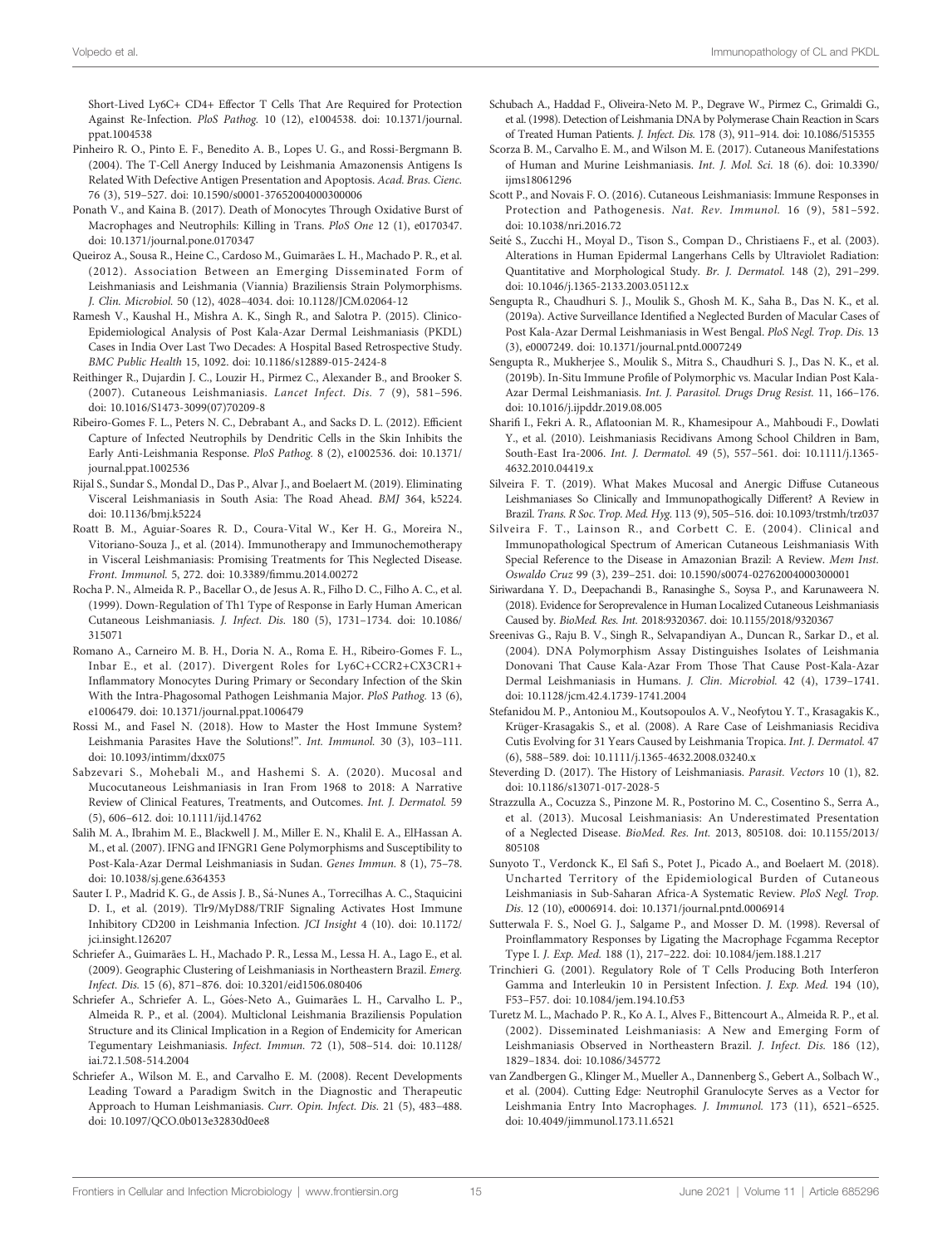Short-Lived Ly6C+ CD4+ Effector T Cells That Are Required for Protection Against Re-Infection. *PloS Pathog.* 10 (12), e1004538. doi: 10.1371/journal.ppat.1004538

Pinheiro R. O., Pinto E. F., Benedito A. B., Lopes U. G., and Rossi-Bergmann B. (2004). The T-Cell Anergy Induced by Leishmania Amazonensis Antigens Is Related With Defective Antigen Presentation and Apoptosis. *Acad. Bras. Cienc.* 76 (3), 519–527. doi: 10.1590/s0001-37652004000300006

Ponath V., and Kaina B. (2017). Death of Monocytes Through Oxidative Burst of Macrophages and Neutrophils: Killing in Trans. *PloS One* 12 (1), e0170347. doi: 10.1371/journal.pone.0170347

Queiroz A., Sousa R., Heine C., Cardoso M., Guimarães L. H., Machado P. R., et al. (2012). Association Between an Emerging Disseminated Form of Leishmaniasis and Leishmania (Viannia) Braziliensis Strain Polymorphisms. *J. Clin. Microbiol.* 50 (12), 4028–4034. doi: 10.1128/JCM.02064-12

Ramesh V., Kaushal H., Mishra A. K., Singh R., and Salotra P. (2015). Clinico-Epidemiological Analysis of Post Kala-Azar Dermal Leishmaniasis (PKDL) Cases in India Over Last Two Decades: A Hospital Based Retrospective Study. *BMC Public Health* 15, 1092. doi: 10.1186/s12889-015-2424-8

Reithinger R., Dujardin J. C., Louzir H., Pirmez C., Alexander B., and Brooker S. (2007). Cutaneous Leishmaniasis. *Lancet Infect. Dis.* 7 (9), 581–596. doi: 10.1016/S1473-3099(07)70209-8

Ribeiro-Gomes F. L., Peters N. C., Debrabant A., and Sacks D. L. (2012). Efficient Capture of Infected Neutrophils by Dendritic Cells in the Skin Inhibits the Early Anti-Leishmania Response. *PloS Pathog.* 8 (2), e1002536. doi: 10.1371/journal.ppat.1002536

Rijal S., Sundar S., Mondal D., Das P., Alvar J., and Boelaert M. (2019). Eliminating Visceral Leishmaniasis in South Asia: The Road Ahead. *BMJ* 364, k5224. doi: 10.1136/bmj.k5224

Roatt B. M., Aguiar-Soares R. D., Coura-Vital W., Ker H. G., Moreira N., Vitoriano-Souza J., et al. (2014). Immunotherapy and Immunochemotherapy in Visceral Leishmaniasis: Promising Treatments for This Neglected Disease. *Front. Immunol.* 5, 272. doi: 10.3389/fimmu.2014.00272

Rocha P. N., Almeida R. P., Bacellar O., de Jesus A. R., Filho D. C., Filho A. C., et al. (1999). Down-Regulation of Th1 Type of Response in Early Human American Cutaneous Leishmaniasis. *J. Infect. Dis.* 180 (5), 1731–1734. doi: 10.1086/315071

Romano A., Carneiro M. B. H., Doria N. A., Roma E. H., Ribeiro-Gomes F. L., Inbar E., et al. (2017). Divergent Roles for Ly6C+CCR2+CX3CR1+ Inflammatory Monocytes During Primary or Secondary Infection of the Skin With the Intra-Phagosomal Pathogen Leishmania Major. *PloS Pathog.* 13 (6), e1006479. doi: 10.1371/journal.ppat.1006479

Rossi M., and Fasel N. (2018). How to Master the Host Immune System? Leishmania Parasites Have the Solutions!". *Int. Immunol.* 30 (3), 103–111. doi: 10.1093/intimm/dxx075

Sabzevari S., Mohebali M., and Hashemi S. A. (2020). Mucosal and Mucocutaneous Leishmaniasis in Iran From 1968 to 2018: A Narrative Review of Clinical Features, Treatments, and Outcomes. *Int. J. Dermatol.* 59 (5), 606–612. doi: 10.1111/ijd.14762

Salih M. A., Ibrahim M. E., Blackwell J. M., Miller E. N., Khalil E. A., ElHassan A. M., et al. (2007). IFNG and IFNGR1 Gene Polymorphisms and Susceptibility to Post-Kala-Azar Dermal Leishmaniasis in Sudan. *Genes Immun.* 8 (1), 75–78. doi: 10.1038/sj.gene.6364353

Sauter I. P., Madrid K. G., de Assis J. B., Sá-Nunes A., Torrecilhas A. C., Staquicini D. I., et al. (2019). Tlr9/MyD88/TRIF Signaling Activates Host Immune Inhibitory CD200 in Leishmania Infection. *JCI Insight* 4 (10). doi: 10.1172/jci.insight.126207

Schriefer A., Guimarães L. H., Machado P. R., Lessa M., Lessa H. A., Lago E., et al. (2009). Geographic Clustering of Leishmaniasis in Northeastern Brazil. *Emerg. Infect. Dis.* 15 (6), 871–876. doi: 10.3201/eid1506.080406

Schriefer A., Schriefer A. L., Góes-Neto A., Guimarães L. H., Carvalho L. P., Almeida R. P., et al. (2004). Multiclonal Leishmania Braziliensis Population Structure and its Clinical Implication in a Region of Endemicity for American Tegumentary Leishmaniasis. *Infect. Immun.* 72 (1), 508–514. doi: 10.1128/iai.72.1.508-514.2004

Schriefer A., Wilson M. E., and Carvalho E. M. (2008). Recent Developments Leading Toward a Paradigm Switch in the Diagnostic and Therapeutic Approach to Human Leishmaniasis. *Curr. Opin. Infect. Dis.* 21 (5), 483–488. doi: 10.1097/QCO.0b013e32830d0ee8

Schubach A., Haddad F., Oliveira-Neto M. P., Degrave W., Pirmez C., Grimaldi G., et al. (1998). Detection of Leishmania DNA by Polymerase Chain Reaction in Scars of Treated Human Patients. *J. Infect. Dis.* 178 (3), 911–914. doi: 10.1086/515355

Scorza B. M., Carvalho E. M., and Wilson M. E. (2017). Cutaneous Manifestations of Human and Murine Leishmaniasis. *Int. J. Mol. Sci.* 18 (6). doi: 10.3390/ijms18061296

Scott P., and Novais F. O. (2016). Cutaneous Leishmaniasis: Immune Responses in Protection and Pathogenesis. *Nat. Rev. Immunol.* 16 (9), 581–592. doi: 10.1038/nri.2016.72

Seité S., Zucchi H., Moyal D., Tison S., Compan D., Christiaens F., et al. (2003). Alterations in Human Epidermal Langerhans Cells by Ultraviolet Radiation: Quantitative and Morphological Study. *Br. J. Dermatol.* 148 (2), 291–299. doi: 10.1046/j.1365-2133.2003.05112.x

Sengupta R., Chaudhuri S. J., Moulik S., Ghosh M. K., Saha B., Das N. K., et al. (2019a). Active Surveillance Identified a Neglected Burden of Macular Cases of Post Kala-Azar Dermal Leishmaniasis in West Bengal. *PloS Negl. Trop. Dis.* 13 (3), e0007249. doi: 10.1371/journal.pntd.0007249

Sengupta R., Mukherjee S., Moulik S., Mitra S., Chaudhuri S. J., Das N. K., et al. (2019b). In-Situ Immune Profile of Polymorphic vs. Macular Indian Post Kala-Azar Dermal Leishmaniasis. *Int. J. Parasitol. Drugs Drug Resist.* 11, 166–176. doi: 10.1016/j.ijpddr.2019.08.005

Sharifi I., Fekri A. R., Aflatoonian M. R., Khamesipour A., Mahboudi F., Dowlati Y., et al. (2010). Leishmaniasis Recidivans Among School Children in Bam, South-East Ira-2006. *Int. J. Dermatol.* 49 (5), 557–561. doi: 10.1111/j.1365-4632.2010.04419.x

Silveira F. T. (2019). What Makes Mucosal and Anergic Diffuse Cutaneous Leishmaniases So Clinically and Immunopathogically Different? A Review in Brazil. *Trans. R Soc. Trop. Med. Hyg.* 113 (9), 505–516. doi: 10.1093/trstmh/trz037

Silveira F. T., Lainson R., and Corbett C. E. (2004). Clinical and Immunopathological Spectrum of American Cutaneous Leishmaniasis With Special Reference to the Disease in Amazonian Brazil: A Review. *Mem Inst. Oswaldo Cruz* 99 (3), 239–251. doi: 10.1590/s0074-02762004000300001

Siriwardana Y. D., Deepachandi B., Ranasinghe S., Soysa P., and Karunaweera N. (2018). Evidence for Seroprevalence in Human Localized Cutaneous Leishmaniasis Caused by. *BioMed. Res. Int.* 2018:9320367. doi: 10.1155/2018/9320367

Sreenivas G., Raju B. V., Singh R., Selvapandiyan A., Duncan R., Sarkar D., et al. (2004). DNA Polymorphism Assay Distinguishes Isolates of Leishmania Donovani That Cause Kala-Azar From Those That Cause Post-Kala-Azar Dermal Leishmaniasis in Humans. *J. Clin. Microbiol.* 42 (4), 1739–1741. doi: 10.1128/jcm.42.4.1739-1741.2004

Stefanidou M. P., Antoniou M., Koutsopoulos A. V., Neofytou Y. T., Krasagakis K., Krüger-Krasagakis S., et al. (2008). A Rare Case of Leishmaniasis Recidiva Cutis Evolving for 31 Years Caused by Leishmania Tropica. *Int. J. Dermatol.* 47 (6), 588–589. doi: 10.1111/j.1365-4632.2008.03240.x

Steverding D. (2017). The History of Leishmaniasis. *Parasit. Vectors* 10 (1), 82. doi: 10.1186/s13071-017-2028-5

Strazzulla A., Cocuzza S., Pinzone M. R., Postorino M. C., Cosentino S., Serra A., et al. (2013). Mucosal Leishmaniasis: An Underestimated Presentation of a Neglected Disease. *BioMed. Res. Int.* 2013, 805108. doi: 10.1155/2013/805108

Sunyoto T., Verdonck K., El Safi S., Potet J., Picado A., and Boelaert M. (2018). Uncharted Territory of the Epidemiological Burden of Cutaneous Leishmaniasis in Sub-Saharan Africa-A Systematic Review. *PloS Negl. Trop. Dis.* 12 (10), e0006914. doi: 10.1371/journal.pntd.0006914

Sutterwala F. S., Noel G. J., Salgame P., and Mosser D. M. (1998). Reversal of Proinflammatory Responses by Ligating the Macrophage Fcgamma Receptor Type I. *J. Exp. Med.* 188 (1), 217–222. doi: 10.1084/jem.188.1.217

Trinchieri G. (2001). Regulatory Role of T Cells Producing Both Interferon Gamma and Interleukin 10 in Persistent Infection. *J. Exp. Med.* 194 (10), F53–F57. doi: 10.1084/jem.194.10.f53

Turetz M. L., Machado P. R., Ko A. I., Alves F., Bittencourt A., Almeida R. P., et al. (2002). Disseminated Leishmaniasis: A New and Emerging Form of Leishmaniasis Observed in Northeastern Brazil. *J. Infect. Dis.* 186 (12), 1829–1834. doi: 10.1086/345772

van Zandbergen G., Klinger M., Mueller A., Dannenberg S., Gebert A., Solbach W., et al. (2004). Cutting Edge: Neutrophil Granulocyte Serves as a Vector for Leishmania Entry Into Macrophages. *J. Immunol.* 173 (11), 6521–6525. doi: 10.4049/jimmunol.173.11.6521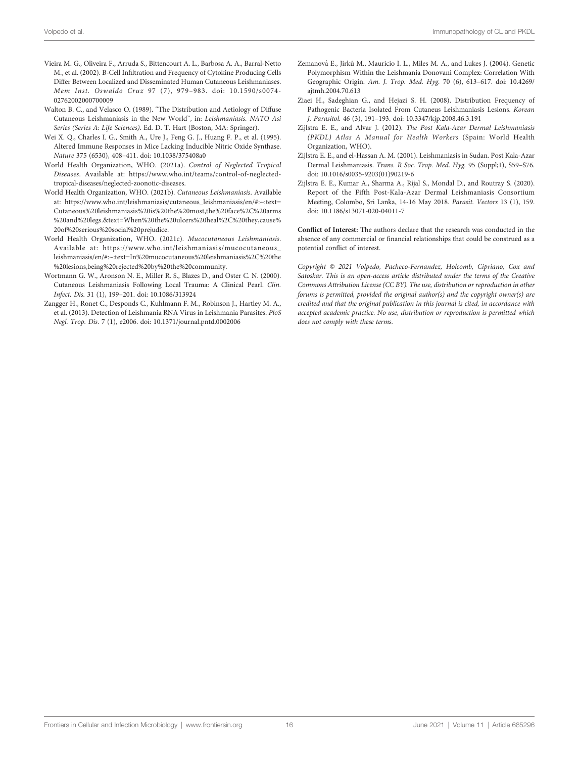Vieira M. G., Oliveira F., Arruda S., Bittencourt A. L., Barbosa A. A., Barral-Netto M., et al. (2002). B-Cell Infiltration and Frequency of Cytokine Producing Cells Differ Between Localized and Disseminated Human Cutaneous Leishmaniases. *Mem Inst. Oswaldo Cruz* 97 (7), 979–983. doi: 10.1590/s0074-02762002000700009

Walton B. C., and Velasco O. (1989). "The Distribution and Aetiology of Diffuse Cutaneous Leishmaniasis in the New World", in: *Leishmaniasis. NATO Asi Series (Series A: Life Sciences)*. Ed. D. T. Hart (Boston, MA: Springer).

Wei X. Q., Charles I. G., Smith A., Ure J., Feng G. J., Huang F. P., et al. (1995). Altered Immune Responses in Mice Lacking Inducible Nitric Oxide Synthase. *Nature* 375 (6530), 408–411. doi: 10.1038/375408a0

World Health Organization, WHO. (2021a). *Control of Neglected Tropical Diseases*. Available at: https://www.who.int/teams/control-of-neglected-tropical-diseases/neglected-zoonotic-diseases.

World Health Organization, WHO. (2021b). *Cutaneous Leishmaniasis*. Available at: https://www.who.int/leishmaniasis/cutaneous_leishmaniasis/en/#:~:text=Cutaneous%20leishmaniasis%20is%20the%20most,the%20face%2C%20arms%20and%20legs.&text=When%20the%20ulcers%20heal%2C%20they,cause%20of%20serious%20social%20prejudice.

World Health Organization, WHO. (2021c). *Mucocutaneous Leishmaniasis*. Available at: https://www.who.int/leishmaniasis/mucocutaneous_leishmaniasis/en/#:~:text=In%20mucocutaneous%20leishmaniasis%2C%20the%20lesions,being%20rejected%20by%20the%20community.

Wortmann G. W., Aronson N. E., Miller R. S., Blazes D., and Oster C. N. (2000). Cutaneous Leishmaniasis Following Local Trauma: A Clinical Pearl. *Clin. Infect. Dis.* 31 (1), 199–201. doi: 10.1086/313924

Zangger H., Ronet C., Desponds C., Kuhlmann F. M., Robinson J., Hartley M. A., et al. (2013). Detection of Leishmania RNA Virus in Leishmania Parasites. *PloS Negl. Trop. Dis.* 7 (1), e2006. doi: 10.1371/journal.pntd.0002006

Zemanová E., Jirků M., Mauricio I. L., Miles M. A., and Lukes J. (2004). Genetic Polymorphism Within the Leishmania Donovani Complex: Correlation With Geographic Origin. *Am. J. Trop. Med. Hyg.* 70 (6), 613–617. doi: 10.4269/ajtmh.2004.70.613

Ziaei H., Sadeghian G., and Hejazi S. H. (2008). Distribution Frequency of Pathogenic Bacteria Isolated From Cutaneus Leishmaniasis Lesions. *Korean J. Parasitol.* 46 (3), 191–193. doi: 10.3347/kjp.2008.46.3.191

Zijlstra E. E., and Alvar J. (2012). *The Post Kala-Azar Dermal Leishmaniasis (PKDL) Atlas A Manual for Health Workers* (Spain: World Health Organization, WHO).

Zijlstra E. E., and el-Hassan A. M. (2001). Leishmaniasis in Sudan. Post Kala-Azar Dermal Leishmaniasis. *Trans. R Soc. Trop. Med. Hyg.* 95 (Suppl;1), S59–S76. doi: 10.1016/s0035-9203(01)90219-6

Zijlstra E. E., Kumar A., Sharma A., Rijal S., Mondal D., and Routray S. (2020). Report of the Fifth Post-Kala-Azar Dermal Leishmaniasis Consortium Meeting, Colombo, Sri Lanka, 14-16 May 2018. *Parasit. Vectors* 13 (1), 159. doi: 10.1186/s13071-020-04011-7

**Conflict of Interest:** The authors declare that the research was conducted in the absence of any commercial or financial relationships that could be construed as a potential conflict of interest.

*Copyright © 2021 Volpedo, Pacheco-Fernandez, Holcomb, Cipriano, Cox and Satoskar. This is an open-access article distributed under the terms of the Creative Commons Attribution License (CC BY). The use, distribution or reproduction in other forums is permitted, provided the original author(s) and the copyright owner(s) are credited and that the original publication in this journal is cited, in accordance with accepted academic practice. No use, distribution or reproduction is permitted which does not comply with these terms.*